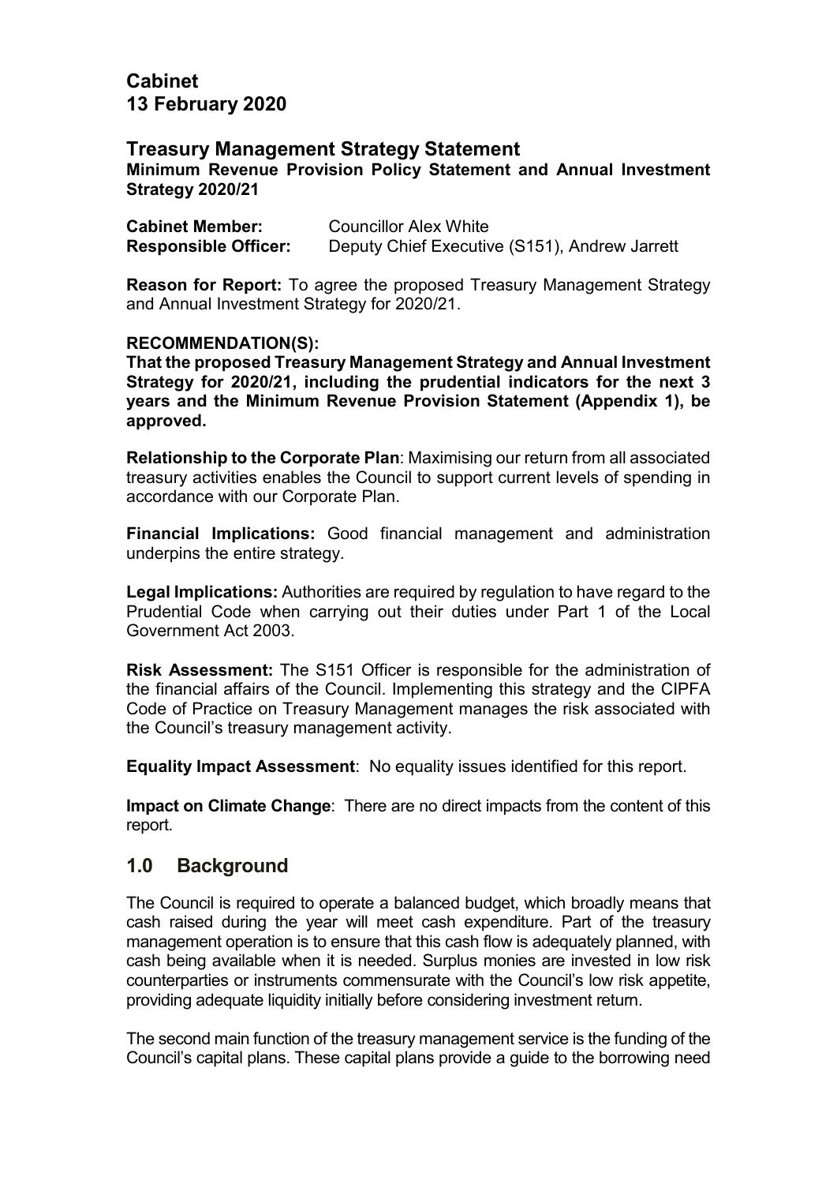# Cabinet
# 13 February 2020

## Treasury Management Strategy Statement

**Minimum Revenue Provision Policy Statement and Annual Investment Strategy 2020/21**

**Cabinet Member:** Councillor Alex White
**Responsible Officer:** Deputy Chief Executive (S151), Andrew Jarrett

**Reason for Report:** To agree the proposed Treasury Management Strategy and Annual Investment Strategy for 2020/21.

**RECOMMENDATION(S):**

**That the proposed Treasury Management Strategy and Annual Investment Strategy for 2020/21, including the prudential indicators for the next 3 years and the Minimum Revenue Provision Statement (Appendix 1), be approved.**

**Relationship to the Corporate Plan**: Maximising our return from all associated treasury activities enables the Council to support current levels of spending in accordance with our Corporate Plan.

**Financial Implications:** Good financial management and administration underpins the entire strategy.

**Legal Implications:** Authorities are required by regulation to have regard to the Prudential Code when carrying out their duties under Part 1 of the Local Government Act 2003.

**Risk Assessment:** The S151 Officer is responsible for the administration of the financial affairs of the Council. Implementing this strategy and the CIPFA Code of Practice on Treasury Management manages the risk associated with the Council's treasury management activity.

**Equality Impact Assessment**: No equality issues identified for this report.

**Impact on Climate Change**: There are no direct impacts from the content of this report.

## 1.0 Background

The Council is required to operate a balanced budget, which broadly means that cash raised during the year will meet cash expenditure. Part of the treasury management operation is to ensure that this cash flow is adequately planned, with cash being available when it is needed. Surplus monies are invested in low risk counterparties or instruments commensurate with the Council's low risk appetite, providing adequate liquidity initially before considering investment return.

The second main function of the treasury management service is the funding of the Council's capital plans. These capital plans provide a guide to the borrowing need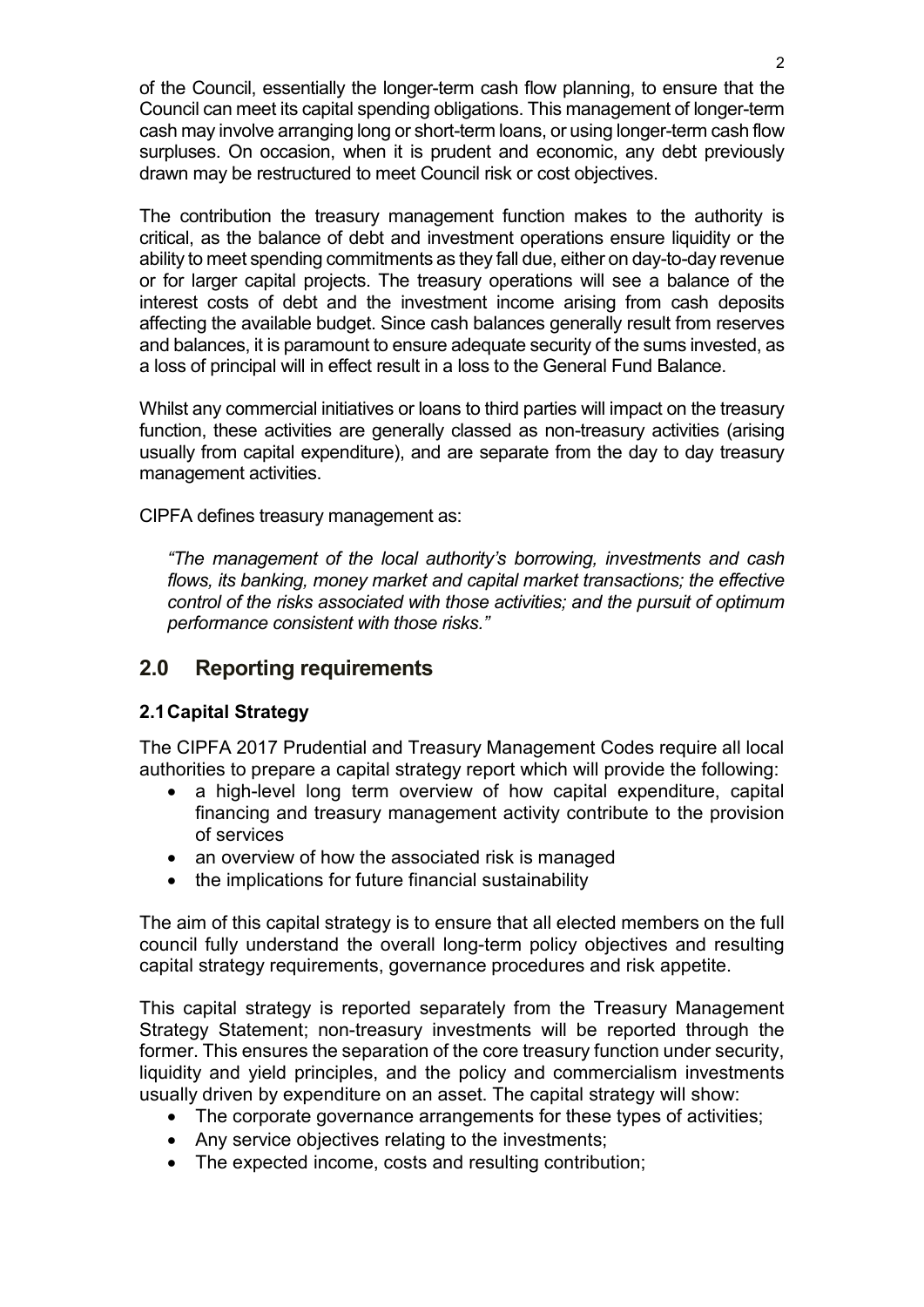of the Council, essentially the longer-term cash flow planning, to ensure that the Council can meet its capital spending obligations. This management of longer-term cash may involve arranging long or short-term loans, or using longer-term cash flow surpluses. On occasion, when it is prudent and economic, any debt previously drawn may be restructured to meet Council risk or cost objectives.

The contribution the treasury management function makes to the authority is critical, as the balance of debt and investment operations ensure liquidity or the ability to meet spending commitments as they fall due, either on day-to-day revenue or for larger capital projects. The treasury operations will see a balance of the interest costs of debt and the investment income arising from cash deposits affecting the available budget. Since cash balances generally result from reserves and balances, it is paramount to ensure adequate security of the sums invested, as a loss of principal will in effect result in a loss to the General Fund Balance.

Whilst any commercial initiatives or loans to third parties will impact on the treasury function, these activities are generally classed as non-treasury activities (arising usually from capital expenditure), and are separate from the day to day treasury management activities.

CIPFA defines treasury management as:

> *"The management of the local authority's borrowing, investments and cash flows, its banking, money market and capital market transactions; the effective control of the risks associated with those activities; and the pursuit of optimum performance consistent with those risks."*

## 2.0 Reporting requirements

### 2.1 Capital Strategy

The CIPFA 2017 Prudential and Treasury Management Codes require all local authorities to prepare a capital strategy report which will provide the following:

- a high-level long term overview of how capital expenditure, capital financing and treasury management activity contribute to the provision of services
- an overview of how the associated risk is managed
- the implications for future financial sustainability

The aim of this capital strategy is to ensure that all elected members on the full council fully understand the overall long-term policy objectives and resulting capital strategy requirements, governance procedures and risk appetite.

This capital strategy is reported separately from the Treasury Management Strategy Statement; non-treasury investments will be reported through the former. This ensures the separation of the core treasury function under security, liquidity and yield principles, and the policy and commercialism investments usually driven by expenditure on an asset. The capital strategy will show:

- The corporate governance arrangements for these types of activities;
- Any service objectives relating to the investments;
- The expected income, costs and resulting contribution;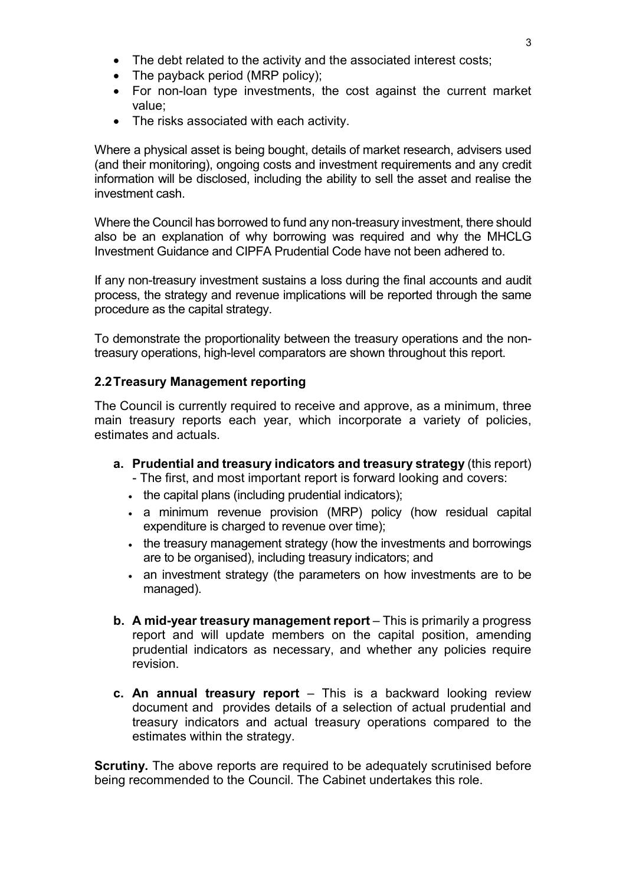- The debt related to the activity and the associated interest costs;
- The payback period (MRP policy);
- For non-loan type investments, the cost against the current market value;
- The risks associated with each activity.

Where a physical asset is being bought, details of market research, advisers used (and their monitoring), ongoing costs and investment requirements and any credit information will be disclosed, including the ability to sell the asset and realise the investment cash.

Where the Council has borrowed to fund any non-treasury investment, there should also be an explanation of why borrowing was required and why the MHCLG Investment Guidance and CIPFA Prudential Code have not been adhered to.

If any non-treasury investment sustains a loss during the final accounts and audit process, the strategy and revenue implications will be reported through the same procedure as the capital strategy.

To demonstrate the proportionality between the treasury operations and the non-treasury operations, high-level comparators are shown throughout this report.

## 2.2 Treasury Management reporting

The Council is currently required to receive and approve, as a minimum, three main treasury reports each year, which incorporate a variety of policies, estimates and actuals.

a. **Prudential and treasury indicators and treasury strategy** (this report) - The first, and most important report is forward looking and covers:
   - the capital plans (including prudential indicators);
   - a minimum revenue provision (MRP) policy (how residual capital expenditure is charged to revenue over time);
   - the treasury management strategy (how the investments and borrowings are to be organised), including treasury indicators; and
   - an investment strategy (the parameters on how investments are to be managed).

b. **A mid-year treasury management report** – This is primarily a progress report and will update members on the capital position, amending prudential indicators as necessary, and whether any policies require revision.

c. **An annual treasury report** – This is a backward looking review document and provides details of a selection of actual prudential and treasury indicators and actual treasury operations compared to the estimates within the strategy.

**Scrutiny.** The above reports are required to be adequately scrutinised before being recommended to the Council. The Cabinet undertakes this role.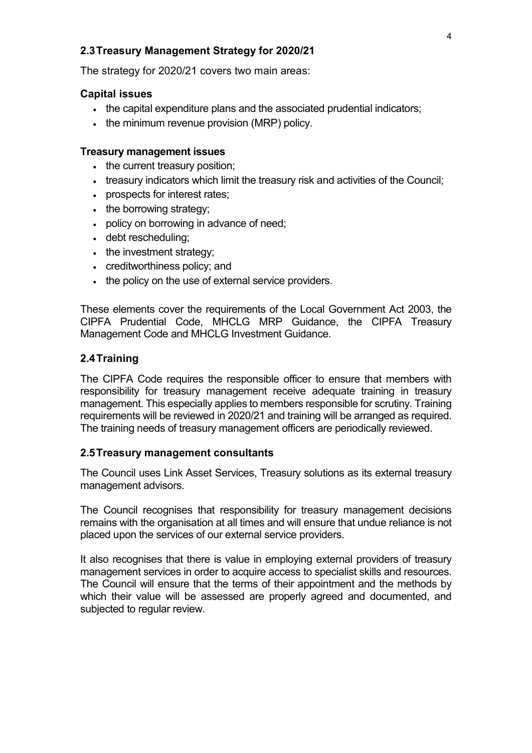### 2.3 Treasury Management Strategy for 2020/21

The strategy for 2020/21 covers two main areas:

**Capital issues**

- the capital expenditure plans and the associated prudential indicators;
- the minimum revenue provision (MRP) policy.

**Treasury management issues**

- the current treasury position;
- treasury indicators which limit the treasury risk and activities of the Council;
- prospects for interest rates;
- the borrowing strategy;
- policy on borrowing in advance of need;
- debt rescheduling;
- the investment strategy;
- creditworthiness policy; and
- the policy on the use of external service providers.

These elements cover the requirements of the Local Government Act 2003, the CIPFA Prudential Code, MHCLG MRP Guidance, the CIPFA Treasury Management Code and MHCLG Investment Guidance.

### 2.4 Training

The CIPFA Code requires the responsible officer to ensure that members with responsibility for treasury management receive adequate training in treasury management. This especially applies to members responsible for scrutiny. Training requirements will be reviewed in 2020/21 and training will be arranged as required. The training needs of treasury management officers are periodically reviewed.

### 2.5 Treasury management consultants

The Council uses Link Asset Services, Treasury solutions as its external treasury management advisors.

The Council recognises that responsibility for treasury management decisions remains with the organisation at all times and will ensure that undue reliance is not placed upon the services of our external service providers.

It also recognises that there is value in employing external providers of treasury management services in order to acquire access to specialist skills and resources. The Council will ensure that the terms of their appointment and the methods by which their value will be assessed are properly agreed and documented, and subjected to regular review.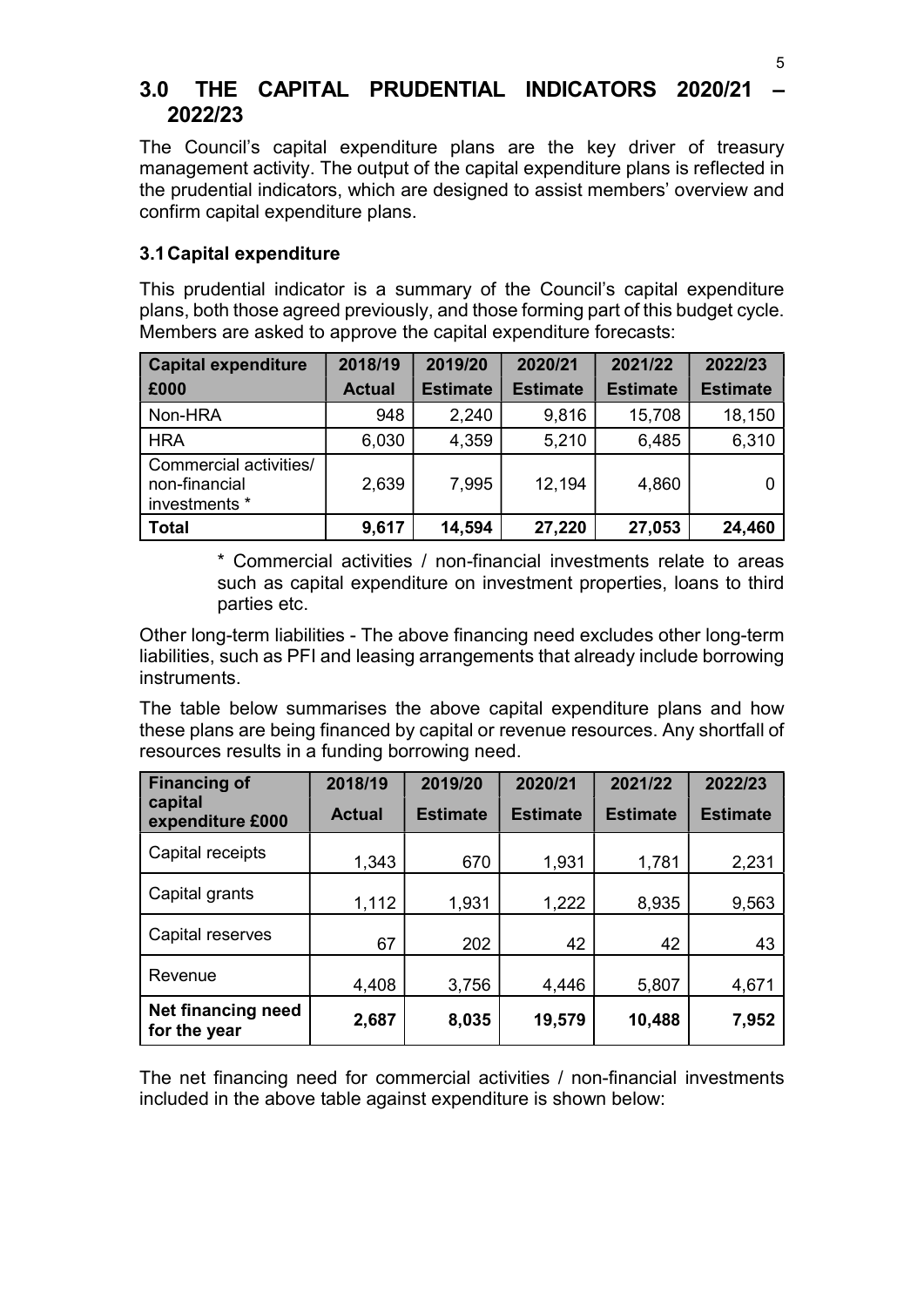## 3.0 THE CAPITAL PRUDENTIAL INDICATORS 2020/21 – 2022/23

The Council's capital expenditure plans are the key driver of treasury management activity. The output of the capital expenditure plans is reflected in the prudential indicators, which are designed to assist members' overview and confirm capital expenditure plans.

### 3.1 Capital expenditure

This prudential indicator is a summary of the Council's capital expenditure plans, both those agreed previously, and those forming part of this budget cycle. Members are asked to approve the capital expenditure forecasts:

| Capital expenditure £000 | 2018/19 Actual | 2019/20 Estimate | 2020/21 Estimate | 2021/22 Estimate | 2022/23 Estimate |
|---|---|---|---|---|---|
| Non-HRA | 948 | 2,240 | 9,816 | 15,708 | 18,150 |
| HRA | 6,030 | 4,359 | 5,210 | 6,485 | 6,310 |
| Commercial activities/ non-financial investments * | 2,639 | 7,995 | 12,194 | 4,860 | 0 |
| **Total** | **9,617** | **14,594** | **27,220** | **27,053** | **24,460** |

\* Commercial activities / non-financial investments relate to areas such as capital expenditure on investment properties, loans to third parties etc.

Other long-term liabilities - The above financing need excludes other long-term liabilities, such as PFI and leasing arrangements that already include borrowing instruments.

The table below summarises the above capital expenditure plans and how these plans are being financed by capital or revenue resources. Any shortfall of resources results in a funding borrowing need.

| Financing of capital expenditure £000 | 2018/19 Actual | 2019/20 Estimate | 2020/21 Estimate | 2021/22 Estimate | 2022/23 Estimate |
|---|---|---|---|---|---|
| Capital receipts | 1,343 | 670 | 1,931 | 1,781 | 2,231 |
| Capital grants | 1,112 | 1,931 | 1,222 | 8,935 | 9,563 |
| Capital reserves | 67 | 202 | 42 | 42 | 43 |
| Revenue | 4,408 | 3,756 | 4,446 | 5,807 | 4,671 |
| **Net financing need for the year** | **2,687** | **8,035** | **19,579** | **10,488** | **7,952** |

The net financing need for commercial activities / non-financial investments included in the above table against expenditure is shown below: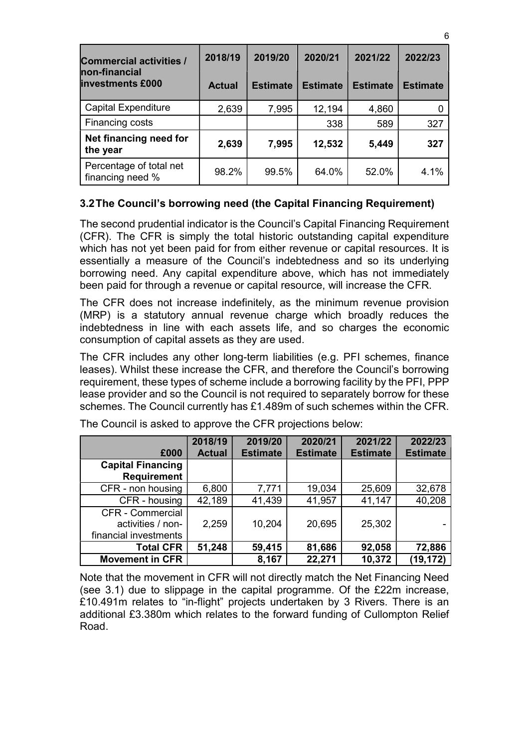| Commercial activities / non-financial investments £000 | 2018/19 Actual | 2019/20 Estimate | 2020/21 Estimate | 2021/22 Estimate | 2022/23 Estimate |
|---|---|---|---|---|---|
| Capital Expenditure | 2,639 | 7,995 | 12,194 | 4,860 | 0 |
| Financing costs | | | 338 | 589 | 327 |
| **Net financing need for the year** | **2,639** | **7,995** | **12,532** | **5,449** | **327** |
| Percentage of total net financing need % | 98.2% | 99.5% | 64.0% | 52.0% | 4.1% |

### 3.2 The Council's borrowing need (the Capital Financing Requirement)

The second prudential indicator is the Council's Capital Financing Requirement (CFR). The CFR is simply the total historic outstanding capital expenditure which has not yet been paid for from either revenue or capital resources. It is essentially a measure of the Council's indebtedness and so its underlying borrowing need. Any capital expenditure above, which has not immediately been paid for through a revenue or capital resource, will increase the CFR.

The CFR does not increase indefinitely, as the minimum revenue provision (MRP) is a statutory annual revenue charge which broadly reduces the indebtedness in line with each assets life, and so charges the economic consumption of capital assets as they are used.

The CFR includes any other long-term liabilities (e.g. PFI schemes, finance leases). Whilst these increase the CFR, and therefore the Council's borrowing requirement, these types of scheme include a borrowing facility by the PFI, PPP lease provider and so the Council is not required to separately borrow for these schemes. The Council currently has £1.489m of such schemes within the CFR.

The Council is asked to approve the CFR projections below:

| £000 | 2018/19 Actual | 2019/20 Estimate | 2020/21 Estimate | 2021/22 Estimate | 2022/23 Estimate |
|---|---|---|---|---|---|
| **Capital Financing Requirement** | | | | | |
| CFR - non housing | 6,800 | 7,771 | 19,034 | 25,609 | 32,678 |
| CFR - housing | 42,189 | 41,439 | 41,957 | 41,147 | 40,208 |
| CFR - Commercial activities / non-financial investments | 2,259 | 10,204 | 20,695 | 25,302 | - |
| **Total CFR** | **51,248** | **59,415** | **81,686** | **92,058** | **72,886** |
| **Movement in CFR** | | **8,167** | **22,271** | **10,372** | **(19,172)** |

Note that the movement in CFR will not directly match the Net Financing Need (see 3.1) due to slippage in the capital programme. Of the £22m increase, £10.491m relates to "in-flight" projects undertaken by 3 Rivers. There is an additional £3.380m which relates to the forward funding of Cullompton Relief Road.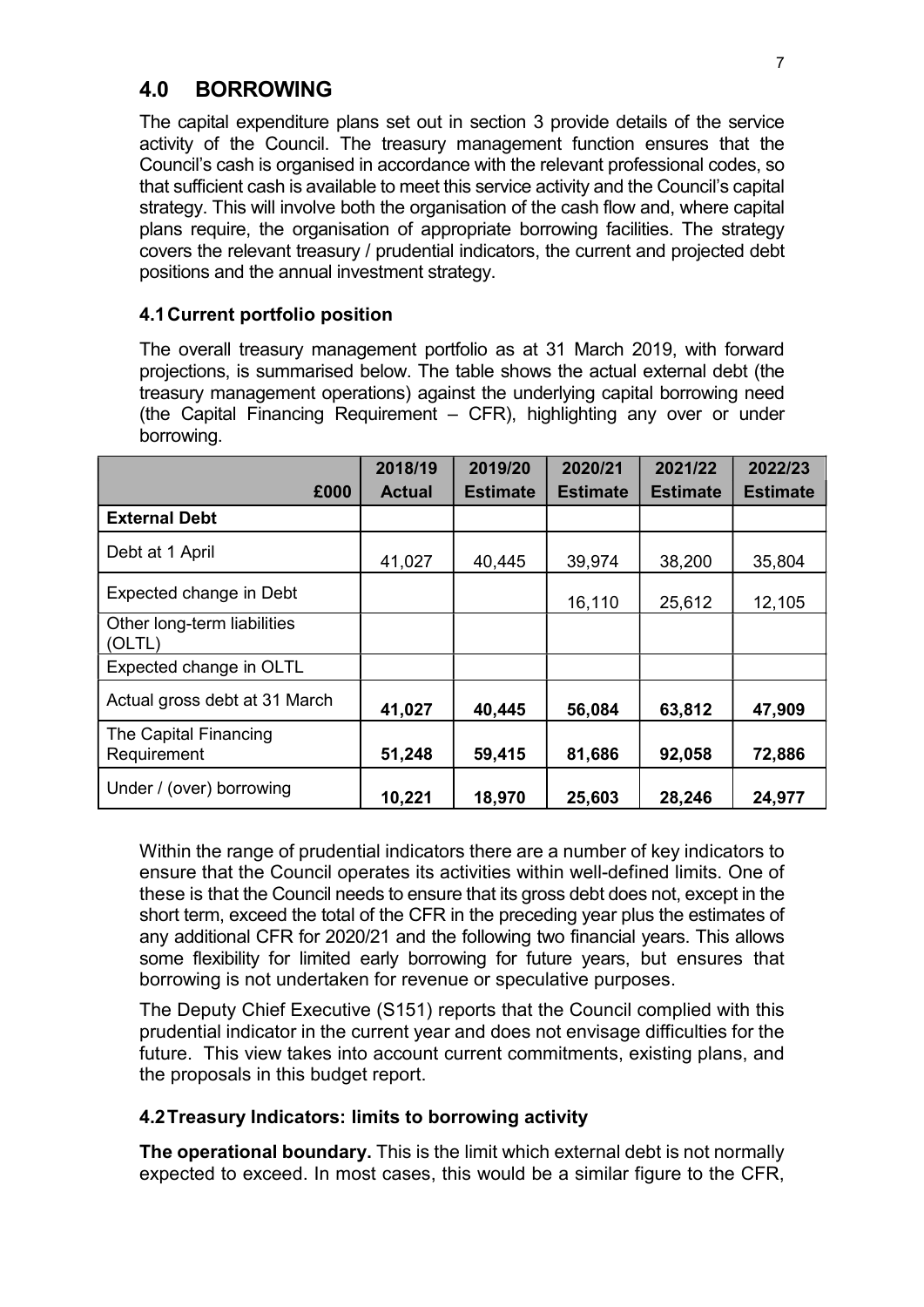## 4.0 BORROWING

The capital expenditure plans set out in section 3 provide details of the service activity of the Council. The treasury management function ensures that the Council's cash is organised in accordance with the relevant professional codes, so that sufficient cash is available to meet this service activity and the Council's capital strategy. This will involve both the organisation of the cash flow and, where capital plans require, the organisation of appropriate borrowing facilities. The strategy covers the relevant treasury / prudential indicators, the current and projected debt positions and the annual investment strategy.

### 4.1 Current portfolio position

The overall treasury management portfolio as at 31 March 2019, with forward projections, is summarised below. The table shows the actual external debt (the treasury management operations) against the underlying capital borrowing need (the Capital Financing Requirement – CFR), highlighting any over or under borrowing.

| £000 | 2018/19 Actual | 2019/20 Estimate | 2020/21 Estimate | 2021/22 Estimate | 2022/23 Estimate |
|---|---|---|---|---|---|
| **External Debt** | | | | | |
| Debt at 1 April | 41,027 | 40,445 | 39,974 | 38,200 | 35,804 |
| Expected change in Debt | | | 16,110 | 25,612 | 12,105 |
| Other long-term liabilities (OLTL) | | | | | |
| Expected change in OLTL | | | | | |
| Actual gross debt at 31 March | **41,027** | **40,445** | **56,084** | **63,812** | **47,909** |
| The Capital Financing Requirement | **51,248** | **59,415** | **81,686** | **92,058** | **72,886** |
| Under / (over) borrowing | **10,221** | **18,970** | **25,603** | **28,246** | **24,977** |

Within the range of prudential indicators there are a number of key indicators to ensure that the Council operates its activities within well-defined limits. One of these is that the Council needs to ensure that its gross debt does not, except in the short term, exceed the total of the CFR in the preceding year plus the estimates of any additional CFR for 2020/21 and the following two financial years. This allows some flexibility for limited early borrowing for future years, but ensures that borrowing is not undertaken for revenue or speculative purposes.

The Deputy Chief Executive (S151) reports that the Council complied with this prudential indicator in the current year and does not envisage difficulties for the future. This view takes into account current commitments, existing plans, and the proposals in this budget report.

### 4.2 Treasury Indicators: limits to borrowing activity

**The operational boundary.** This is the limit which external debt is not normally expected to exceed. In most cases, this would be a similar figure to the CFR,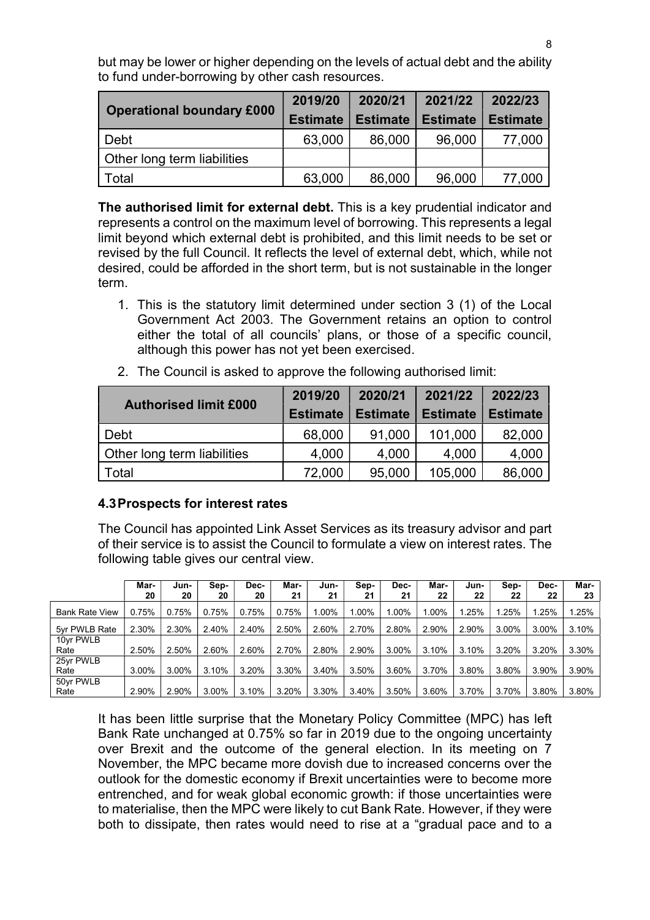but may be lower or higher depending on the levels of actual debt and the ability to fund under-borrowing by other cash resources.

| Operational boundary £000 | 2019/20 Estimate | 2020/21 Estimate | 2021/22 Estimate | 2022/23 Estimate |
|---|---|---|---|---|
| Debt | 63,000 | 86,000 | 96,000 | 77,000 |
| Other long term liabilities | | | | |
| Total | 63,000 | 86,000 | 96,000 | 77,000 |

**The authorised limit for external debt.** This is a key prudential indicator and represents a control on the maximum level of borrowing. This represents a legal limit beyond which external debt is prohibited, and this limit needs to be set or revised by the full Council. It reflects the level of external debt, which, while not desired, could be afforded in the short term, but is not sustainable in the longer term.

1. This is the statutory limit determined under section 3 (1) of the Local Government Act 2003. The Government retains an option to control either the total of all councils' plans, or those of a specific council, although this power has not yet been exercised.
2. The Council is asked to approve the following authorised limit:

| Authorised limit £000 | 2019/20 Estimate | 2020/21 Estimate | 2021/22 Estimate | 2022/23 Estimate |
|---|---|---|---|---|
| Debt | 68,000 | 91,000 | 101,000 | 82,000 |
| Other long term liabilities | 4,000 | 4,000 | 4,000 | 4,000 |
| Total | 72,000 | 95,000 | 105,000 | 86,000 |

### 4.3 Prospects for interest rates

The Council has appointed Link Asset Services as its treasury advisor and part of their service is to assist the Council to formulate a view on interest rates. The following table gives our central view.

| | Mar-20 | Jun-20 | Sep-20 | Dec-20 | Mar-21 | Jun-21 | Sep-21 | Dec-21 | Mar-22 | Jun-22 | Sep-22 | Dec-22 | Mar-23 |
|---|---|---|---|---|---|---|---|---|---|---|---|---|---|
| Bank Rate View | 0.75% | 0.75% | 0.75% | 0.75% | 0.75% | 1.00% | 1.00% | 1.00% | 1.00% | 1.25% | 1.25% | 1.25% | 1.25% |
| 5yr PWLB Rate | 2.30% | 2.30% | 2.40% | 2.40% | 2.50% | 2.60% | 2.70% | 2.80% | 2.90% | 2.90% | 3.00% | 3.00% | 3.10% |
| 10yr PWLB Rate | 2.50% | 2.50% | 2.60% | 2.60% | 2.70% | 2.80% | 2.90% | 3.00% | 3.10% | 3.10% | 3.20% | 3.20% | 3.30% |
| 25yr PWLB Rate | 3.00% | 3.00% | 3.10% | 3.20% | 3.30% | 3.40% | 3.50% | 3.60% | 3.70% | 3.80% | 3.80% | 3.90% | 3.90% |
| 50yr PWLB Rate | 2.90% | 2.90% | 3.00% | 3.10% | 3.20% | 3.30% | 3.40% | 3.50% | 3.60% | 3.70% | 3.70% | 3.80% | 3.80% |

It has been little surprise that the Monetary Policy Committee (MPC) has left Bank Rate unchanged at 0.75% so far in 2019 due to the ongoing uncertainty over Brexit and the outcome of the general election. In its meeting on 7 November, the MPC became more dovish due to increased concerns over the outlook for the domestic economy if Brexit uncertainties were to become more entrenched, and for weak global economic growth: if those uncertainties were to materialise, then the MPC were likely to cut Bank Rate. However, if they were both to dissipate, then rates would need to rise at a "gradual pace and to a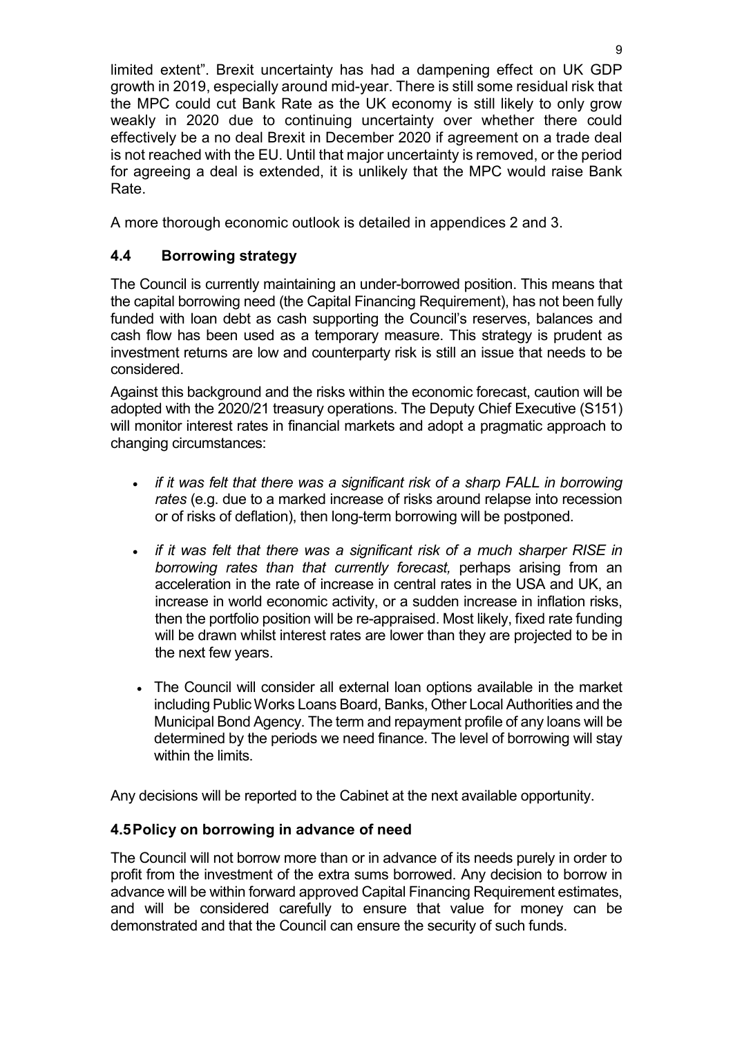limited extent". Brexit uncertainty has had a dampening effect on UK GDP growth in 2019, especially around mid-year. There is still some residual risk that the MPC could cut Bank Rate as the UK economy is still likely to only grow weakly in 2020 due to continuing uncertainty over whether there could effectively be a no deal Brexit in December 2020 if agreement on a trade deal is not reached with the EU. Until that major uncertainty is removed, or the period for agreeing a deal is extended, it is unlikely that the MPC would raise Bank Rate.

A more thorough economic outlook is detailed in appendices 2 and 3.

### 4.4 Borrowing strategy

The Council is currently maintaining an under-borrowed position. This means that the capital borrowing need (the Capital Financing Requirement), has not been fully funded with loan debt as cash supporting the Council's reserves, balances and cash flow has been used as a temporary measure. This strategy is prudent as investment returns are low and counterparty risk is still an issue that needs to be considered.

Against this background and the risks within the economic forecast, caution will be adopted with the 2020/21 treasury operations. The Deputy Chief Executive (S151) will monitor interest rates in financial markets and adopt a pragmatic approach to changing circumstances:

- *if it was felt that there was a significant risk of a sharp FALL in borrowing rates* (e.g. due to a marked increase of risks around relapse into recession or of risks of deflation), then long-term borrowing will be postponed.
- *if it was felt that there was a significant risk of a much sharper RISE in borrowing rates than that currently forecast,* perhaps arising from an acceleration in the rate of increase in central rates in the USA and UK, an increase in world economic activity, or a sudden increase in inflation risks, then the portfolio position will be re-appraised. Most likely, fixed rate funding will be drawn whilst interest rates are lower than they are projected to be in the next few years.
- The Council will consider all external loan options available in the market including Public Works Loans Board, Banks, Other Local Authorities and the Municipal Bond Agency. The term and repayment profile of any loans will be determined by the periods we need finance. The level of borrowing will stay within the limits.

Any decisions will be reported to the Cabinet at the next available opportunity.

### 4.5 Policy on borrowing in advance of need

The Council will not borrow more than or in advance of its needs purely in order to profit from the investment of the extra sums borrowed. Any decision to borrow in advance will be within forward approved Capital Financing Requirement estimates, and will be considered carefully to ensure that value for money can be demonstrated and that the Council can ensure the security of such funds.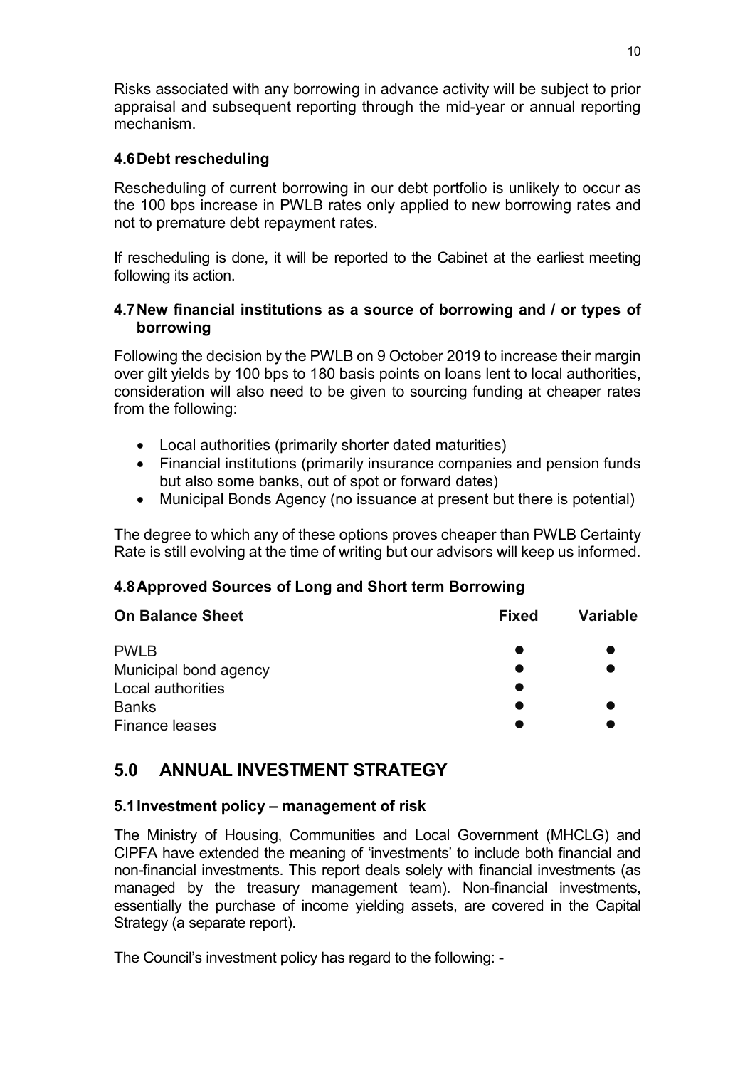Risks associated with any borrowing in advance activity will be subject to prior appraisal and subsequent reporting through the mid-year or annual reporting mechanism.

### 4.6 Debt rescheduling

Rescheduling of current borrowing in our debt portfolio is unlikely to occur as the 100 bps increase in PWLB rates only applied to new borrowing rates and not to premature debt repayment rates.

If rescheduling is done, it will be reported to the Cabinet at the earliest meeting following its action.

### 4.7 New financial institutions as a source of borrowing and / or types of borrowing

Following the decision by the PWLB on 9 October 2019 to increase their margin over gilt yields by 100 bps to 180 basis points on loans lent to local authorities, consideration will also need to be given to sourcing funding at cheaper rates from the following:

- Local authorities (primarily shorter dated maturities)
- Financial institutions (primarily insurance companies and pension funds but also some banks, out of spot or forward dates)
- Municipal Bonds Agency (no issuance at present but there is potential)

The degree to which any of these options proves cheaper than PWLB Certainty Rate is still evolving at the time of writing but our advisors will keep us informed.

### 4.8 Approved Sources of Long and Short term Borrowing

| On Balance Sheet | Fixed | Variable |
|---|---|---|
| PWLB | ● | ● |
| Municipal bond agency | ● | ● |
| Local authorities | ● | |
| Banks | ● | ● |
| Finance leases | ● | ● |

## 5.0 ANNUAL INVESTMENT STRATEGY

### 5.1 Investment policy – management of risk

The Ministry of Housing, Communities and Local Government (MHCLG) and CIPFA have extended the meaning of 'investments' to include both financial and non-financial investments. This report deals solely with financial investments (as managed by the treasury management team). Non-financial investments, essentially the purchase of income yielding assets, are covered in the Capital Strategy (a separate report).

The Council's investment policy has regard to the following: -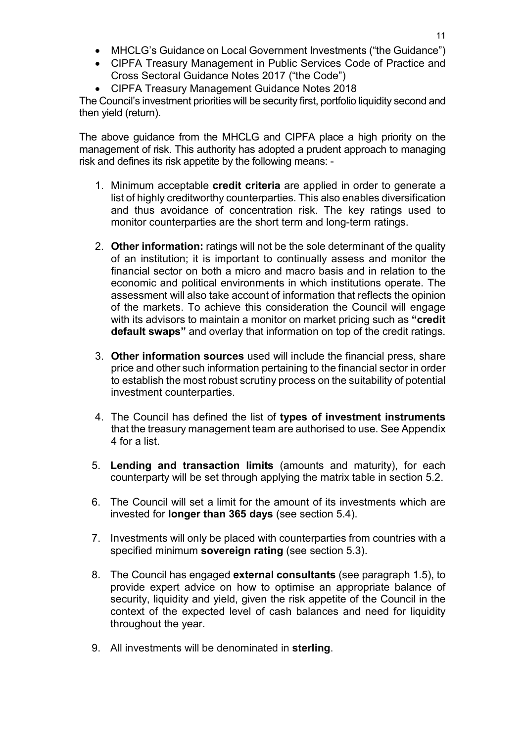- MHCLG's Guidance on Local Government Investments ("the Guidance")
- CIPFA Treasury Management in Public Services Code of Practice and Cross Sectoral Guidance Notes 2017 ("the Code")
- CIPFA Treasury Management Guidance Notes 2018

The Council's investment priorities will be security first, portfolio liquidity second and then yield (return).

The above guidance from the MHCLG and CIPFA place a high priority on the management of risk. This authority has adopted a prudent approach to managing risk and defines its risk appetite by the following means: -

1. Minimum acceptable **credit criteria** are applied in order to generate a list of highly creditworthy counterparties. This also enables diversification and thus avoidance of concentration risk. The key ratings used to monitor counterparties are the short term and long-term ratings.

2. **Other information:** ratings will not be the sole determinant of the quality of an institution; it is important to continually assess and monitor the financial sector on both a micro and macro basis and in relation to the economic and political environments in which institutions operate. The assessment will also take account of information that reflects the opinion of the markets. To achieve this consideration the Council will engage with its advisors to maintain a monitor on market pricing such as **"credit default swaps"** and overlay that information on top of the credit ratings.

3. **Other information sources** used will include the financial press, share price and other such information pertaining to the financial sector in order to establish the most robust scrutiny process on the suitability of potential investment counterparties.

4. The Council has defined the list of **types of investment instruments** that the treasury management team are authorised to use. See Appendix 4 for a list.

5. **Lending and transaction limits** (amounts and maturity), for each counterparty will be set through applying the matrix table in section 5.2.

6. The Council will set a limit for the amount of its investments which are invested for **longer than 365 days** (see section 5.4).

7. Investments will only be placed with counterparties from countries with a specified minimum **sovereign rating** (see section 5.3).

8. The Council has engaged **external consultants** (see paragraph 1.5), to provide expert advice on how to optimise an appropriate balance of security, liquidity and yield, given the risk appetite of the Council in the context of the expected level of cash balances and need for liquidity throughout the year.

9. All investments will be denominated in **sterling**.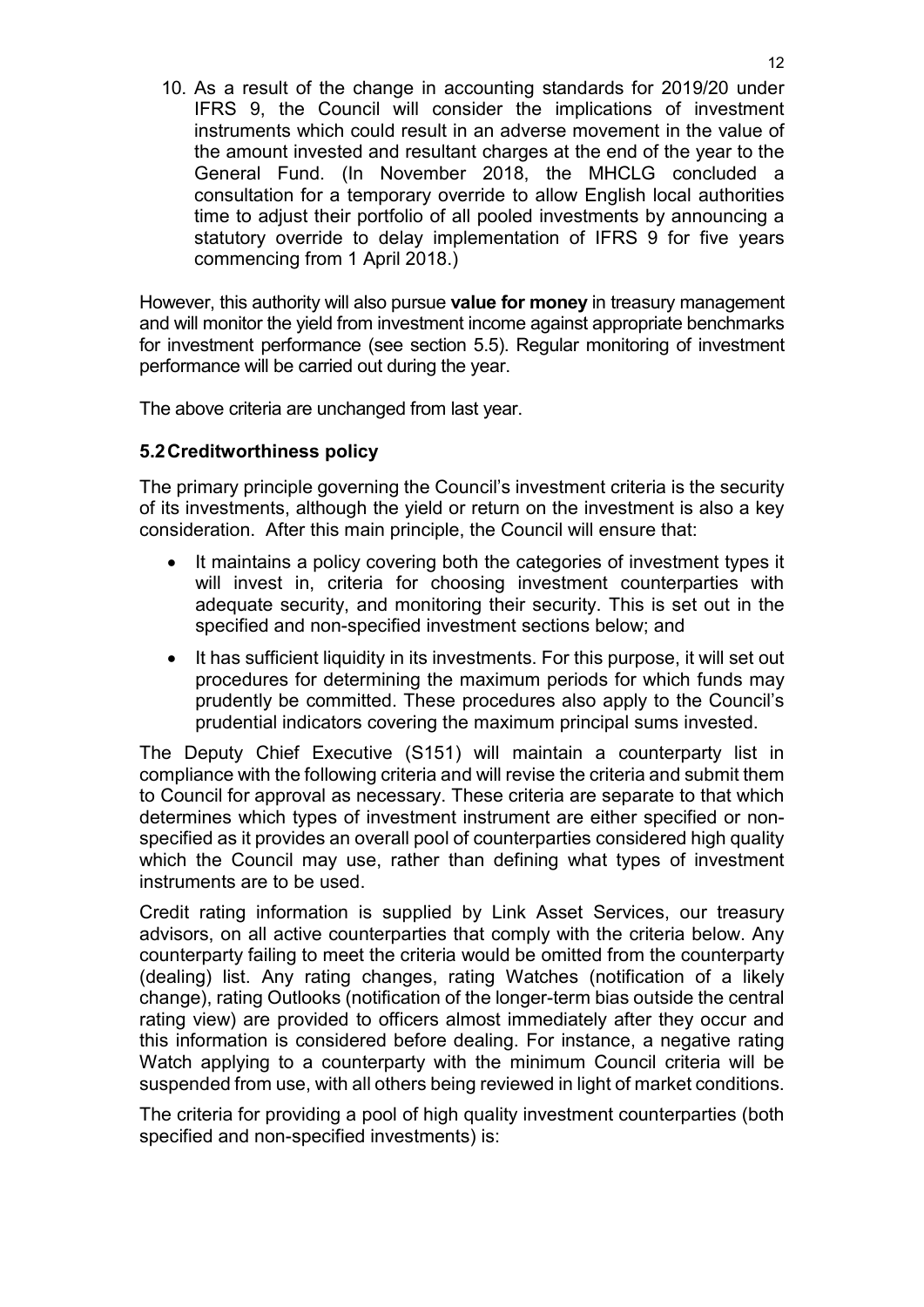10. As a result of the change in accounting standards for 2019/20 under IFRS 9, the Council will consider the implications of investment instruments which could result in an adverse movement in the value of the amount invested and resultant charges at the end of the year to the General Fund. (In November 2018, the MHCLG concluded a consultation for a temporary override to allow English local authorities time to adjust their portfolio of all pooled investments by announcing a statutory override to delay implementation of IFRS 9 for five years commencing from 1 April 2018.)

However, this authority will also pursue **value for money** in treasury management and will monitor the yield from investment income against appropriate benchmarks for investment performance (see section 5.5). Regular monitoring of investment performance will be carried out during the year.

The above criteria are unchanged from last year.

### 5.2 Creditworthiness policy

The primary principle governing the Council's investment criteria is the security of its investments, although the yield or return on the investment is also a key consideration. After this main principle, the Council will ensure that:

- It maintains a policy covering both the categories of investment types it will invest in, criteria for choosing investment counterparties with adequate security, and monitoring their security. This is set out in the specified and non-specified investment sections below; and
- It has sufficient liquidity in its investments. For this purpose, it will set out procedures for determining the maximum periods for which funds may prudently be committed. These procedures also apply to the Council's prudential indicators covering the maximum principal sums invested.

The Deputy Chief Executive (S151) will maintain a counterparty list in compliance with the following criteria and will revise the criteria and submit them to Council for approval as necessary. These criteria are separate to that which determines which types of investment instrument are either specified or non-specified as it provides an overall pool of counterparties considered high quality which the Council may use, rather than defining what types of investment instruments are to be used.

Credit rating information is supplied by Link Asset Services, our treasury advisors, on all active counterparties that comply with the criteria below. Any counterparty failing to meet the criteria would be omitted from the counterparty (dealing) list. Any rating changes, rating Watches (notification of a likely change), rating Outlooks (notification of the longer-term bias outside the central rating view) are provided to officers almost immediately after they occur and this information is considered before dealing. For instance, a negative rating Watch applying to a counterparty with the minimum Council criteria will be suspended from use, with all others being reviewed in light of market conditions.

The criteria for providing a pool of high quality investment counterparties (both specified and non-specified investments) is: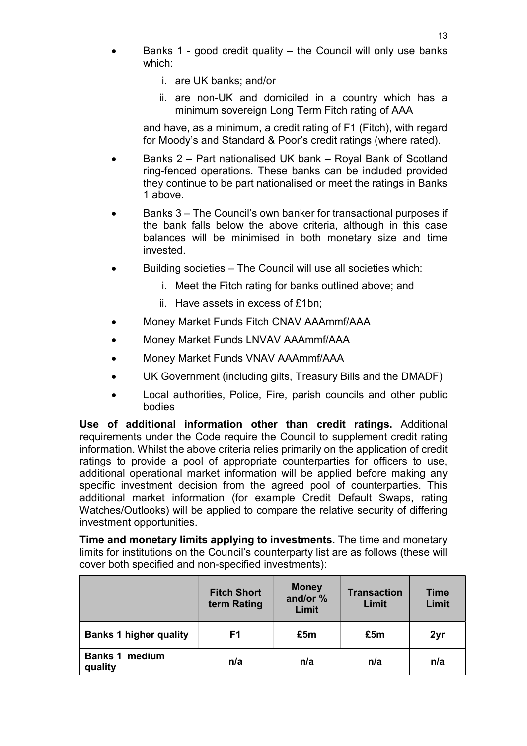- Banks 1 - good credit quality **–** the Council will only use banks which:
    i. are UK banks; and/or
    ii. are non-UK and domiciled in a country which has a minimum sovereign Long Term Fitch rating of AAA

    and have, as a minimum, a credit rating of F1 (Fitch), with regard for Moody's and Standard & Poor's credit ratings (where rated).
- Banks 2 – Part nationalised UK bank – Royal Bank of Scotland ring-fenced operations. These banks can be included provided they continue to be part nationalised or meet the ratings in Banks 1 above.
- Banks 3 – The Council's own banker for transactional purposes if the bank falls below the above criteria, although in this case balances will be minimised in both monetary size and time invested.
- Building societies – The Council will use all societies which:
    i. Meet the Fitch rating for banks outlined above; and
    ii. Have assets in excess of £1bn;
- Money Market Funds Fitch CNAV AAAmmf/AAA
- Money Market Funds LNVAV AAAmmf/AAA
- Money Market Funds VNAV AAAmmf/AAA
- UK Government (including gilts, Treasury Bills and the DMADF)
- Local authorities, Police, Fire, parish councils and other public bodies

**Use of additional information other than credit ratings.** Additional requirements under the Code require the Council to supplement credit rating information. Whilst the above criteria relies primarily on the application of credit ratings to provide a pool of appropriate counterparties for officers to use, additional operational market information will be applied before making any specific investment decision from the agreed pool of counterparties. This additional market information (for example Credit Default Swaps, rating Watches/Outlooks) will be applied to compare the relative security of differing investment opportunities.

**Time and monetary limits applying to investments.** The time and monetary limits for institutions on the Council's counterparty list are as follows (these will cover both specified and non-specified investments):

| | Fitch Short term Rating | Money and/or % Limit | Transaction Limit | Time Limit |
|---|---|---|---|---|
| **Banks 1 higher quality** | **F1** | **£5m** | **£5m** | **2yr** |
| **Banks 1 medium quality** | **n/a** | **n/a** | **n/a** | **n/a** |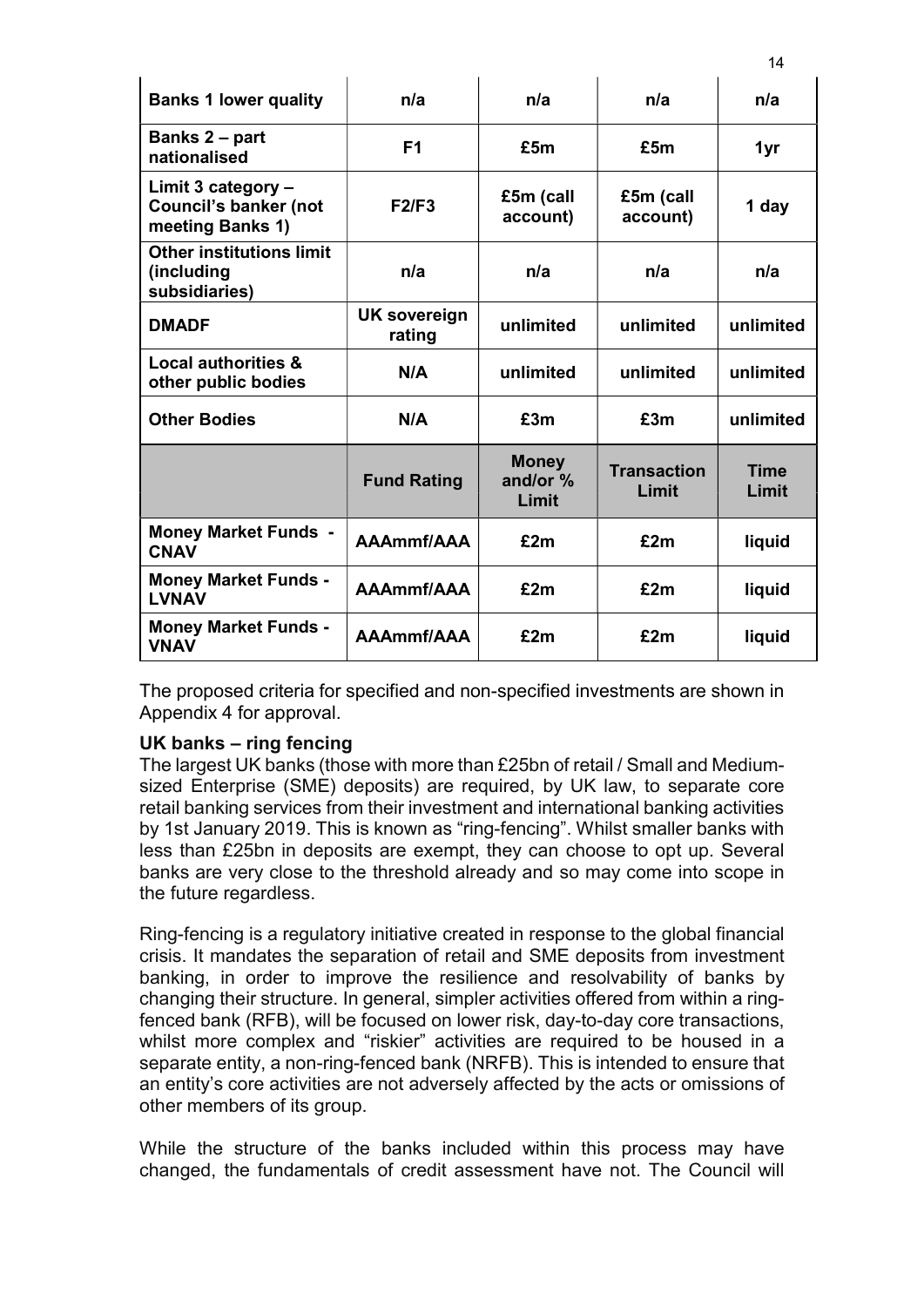| | | | | |
|---|---|---|---|---|
| **Banks 1 lower quality** | **n/a** | **n/a** | **n/a** | **n/a** |
| **Banks 2 – part nationalised** | **F1** | **£5m** | **£5m** | **1yr** |
| **Limit 3 category – Council's banker (not meeting Banks 1)** | **F2/F3** | **£5m (call account)** | **£5m (call account)** | **1 day** |
| **Other institutions limit (including subsidiaries)** | **n/a** | **n/a** | **n/a** | **n/a** |
| **DMADF** | **UK sovereign rating** | **unlimited** | **unlimited** | **unlimited** |
| **Local authorities & other public bodies** | **N/A** | **unlimited** | **unlimited** | **unlimited** |
| **Other Bodies** | **N/A** | **£3m** | **£3m** | **unlimited** |
| | **Fund Rating** | **Money and/or % Limit** | **Transaction Limit** | **Time Limit** |
| **Money Market Funds - CNAV** | **AAAmmf/AAA** | **£2m** | **£2m** | **liquid** |
| **Money Market Funds - LVNAV** | **AAAmmf/AAA** | **£2m** | **£2m** | **liquid** |
| **Money Market Funds - VNAV** | **AAAmmf/AAA** | **£2m** | **£2m** | **liquid** |

The proposed criteria for specified and non-specified investments are shown in Appendix 4 for approval.

**UK banks – ring fencing**

The largest UK banks (those with more than £25bn of retail / Small and Medium-sized Enterprise (SME) deposits) are required, by UK law, to separate core retail banking services from their investment and international banking activities by 1st January 2019. This is known as "ring-fencing". Whilst smaller banks with less than £25bn in deposits are exempt, they can choose to opt up. Several banks are very close to the threshold already and so may come into scope in the future regardless.

Ring-fencing is a regulatory initiative created in response to the global financial crisis. It mandates the separation of retail and SME deposits from investment banking, in order to improve the resilience and resolvability of banks by changing their structure. In general, simpler activities offered from within a ring-fenced bank (RFB), will be focused on lower risk, day-to-day core transactions, whilst more complex and "riskier" activities are required to be housed in a separate entity, a non-ring-fenced bank (NRFB). This is intended to ensure that an entity's core activities are not adversely affected by the acts or omissions of other members of its group.

While the structure of the banks included within this process may have changed, the fundamentals of credit assessment have not. The Council will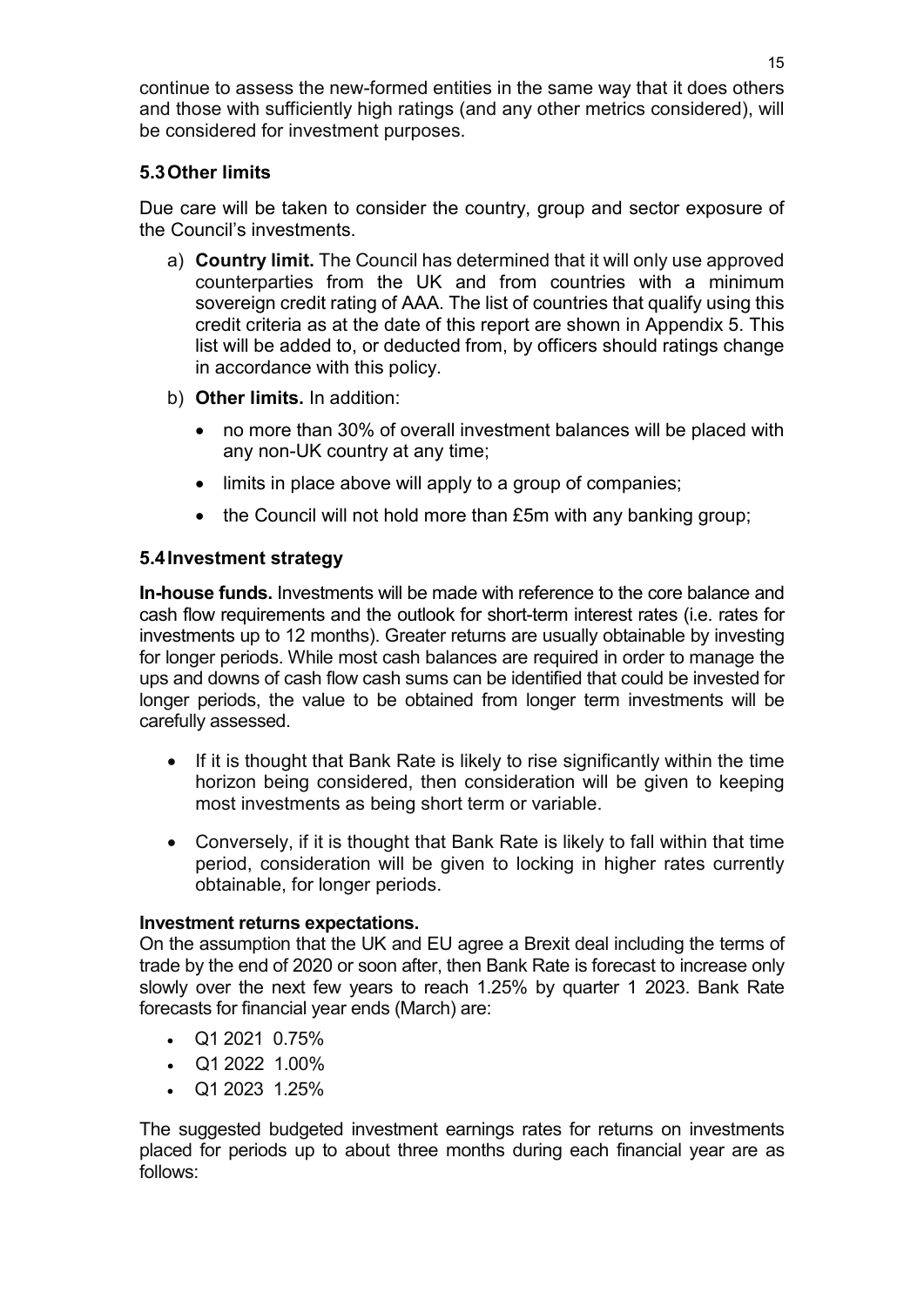continue to assess the new-formed entities in the same way that it does others and those with sufficiently high ratings (and any other metrics considered), will be considered for investment purposes.

### 5.3 Other limits

Due care will be taken to consider the country, group and sector exposure of the Council's investments.

a) **Country limit.** The Council has determined that it will only use approved counterparties from the UK and from countries with a minimum sovereign credit rating of AAA. The list of countries that qualify using this credit criteria as at the date of this report are shown in Appendix 5. This list will be added to, or deducted from, by officers should ratings change in accordance with this policy.

b) **Other limits.** In addition:

- no more than 30% of overall investment balances will be placed with any non-UK country at any time;
- limits in place above will apply to a group of companies;
- the Council will not hold more than £5m with any banking group;

### 5.4 Investment strategy

**In-house funds.** Investments will be made with reference to the core balance and cash flow requirements and the outlook for short-term interest rates (i.e. rates for investments up to 12 months). Greater returns are usually obtainable by investing for longer periods. While most cash balances are required in order to manage the ups and downs of cash flow cash sums can be identified that could be invested for longer periods, the value to be obtained from longer term investments will be carefully assessed.

- If it is thought that Bank Rate is likely to rise significantly within the time horizon being considered, then consideration will be given to keeping most investments as being short term or variable.
- Conversely, if it is thought that Bank Rate is likely to fall within that time period, consideration will be given to locking in higher rates currently obtainable, for longer periods.

**Investment returns expectations.**
On the assumption that the UK and EU agree a Brexit deal including the terms of trade by the end of 2020 or soon after, then Bank Rate is forecast to increase only slowly over the next few years to reach 1.25% by quarter 1 2023. Bank Rate forecasts for financial year ends (March) are:

- Q1 2021 0.75%
- Q1 2022 1.00%
- Q1 2023 1.25%

The suggested budgeted investment earnings rates for returns on investments placed for periods up to about three months during each financial year are as follows: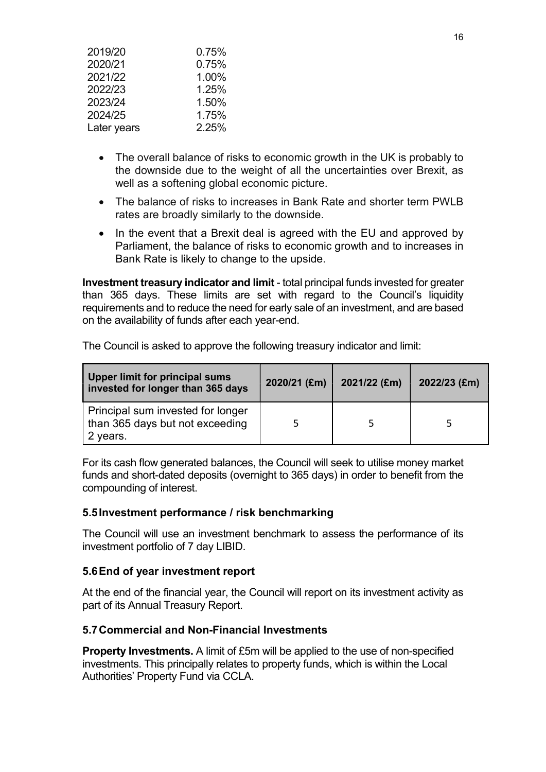| | |
|---|---|
| 2019/20 | 0.75% |
| 2020/21 | 0.75% |
| 2021/22 | 1.00% |
| 2022/23 | 1.25% |
| 2023/24 | 1.50% |
| 2024/25 | 1.75% |
| Later years | 2.25% |

- The overall balance of risks to economic growth in the UK is probably to the downside due to the weight of all the uncertainties over Brexit, as well as a softening global economic picture.
- The balance of risks to increases in Bank Rate and shorter term PWLB rates are broadly similarly to the downside.
- In the event that a Brexit deal is agreed with the EU and approved by Parliament, the balance of risks to economic growth and to increases in Bank Rate is likely to change to the upside.

**Investment treasury indicator and limit** - total principal funds invested for greater than 365 days. These limits are set with regard to the Council's liquidity requirements and to reduce the need for early sale of an investment, and are based on the availability of funds after each year-end.

The Council is asked to approve the following treasury indicator and limit:

| Upper limit for principal sums invested for longer than 365 days | 2020/21 (£m) | 2021/22 (£m) | 2022/23 (£m) |
|---|---|---|---|
| Principal sum invested for longer than 365 days but not exceeding 2 years. | 5 | 5 | 5 |

For its cash flow generated balances, the Council will seek to utilise money market funds and short-dated deposits (overnight to 365 days) in order to benefit from the compounding of interest.

### 5.5 Investment performance / risk benchmarking

The Council will use an investment benchmark to assess the performance of its investment portfolio of 7 day LIBID.

### 5.6 End of year investment report

At the end of the financial year, the Council will report on its investment activity as part of its Annual Treasury Report.

### 5.7 Commercial and Non-Financial Investments

**Property Investments.** A limit of £5m will be applied to the use of non-specified investments. This principally relates to property funds, which is within the Local Authorities' Property Fund via CCLA.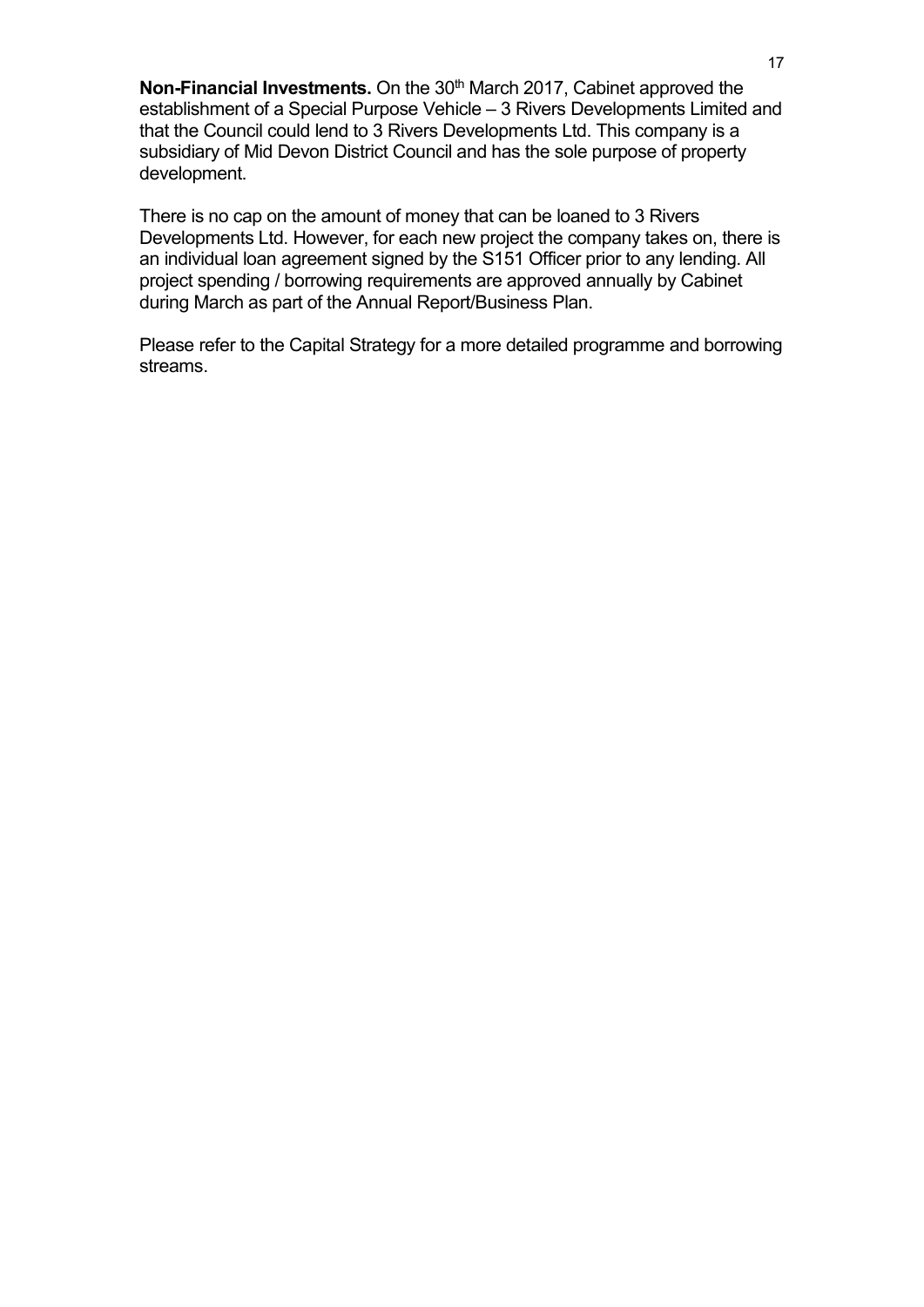**Non-Financial Investments.** On the 30th March 2017, Cabinet approved the establishment of a Special Purpose Vehicle – 3 Rivers Developments Limited and that the Council could lend to 3 Rivers Developments Ltd. This company is a subsidiary of Mid Devon District Council and has the sole purpose of property development.

There is no cap on the amount of money that can be loaned to 3 Rivers Developments Ltd. However, for each new project the company takes on, there is an individual loan agreement signed by the S151 Officer prior to any lending. All project spending / borrowing requirements are approved annually by Cabinet during March as part of the Annual Report/Business Plan.

Please refer to the Capital Strategy for a more detailed programme and borrowing streams.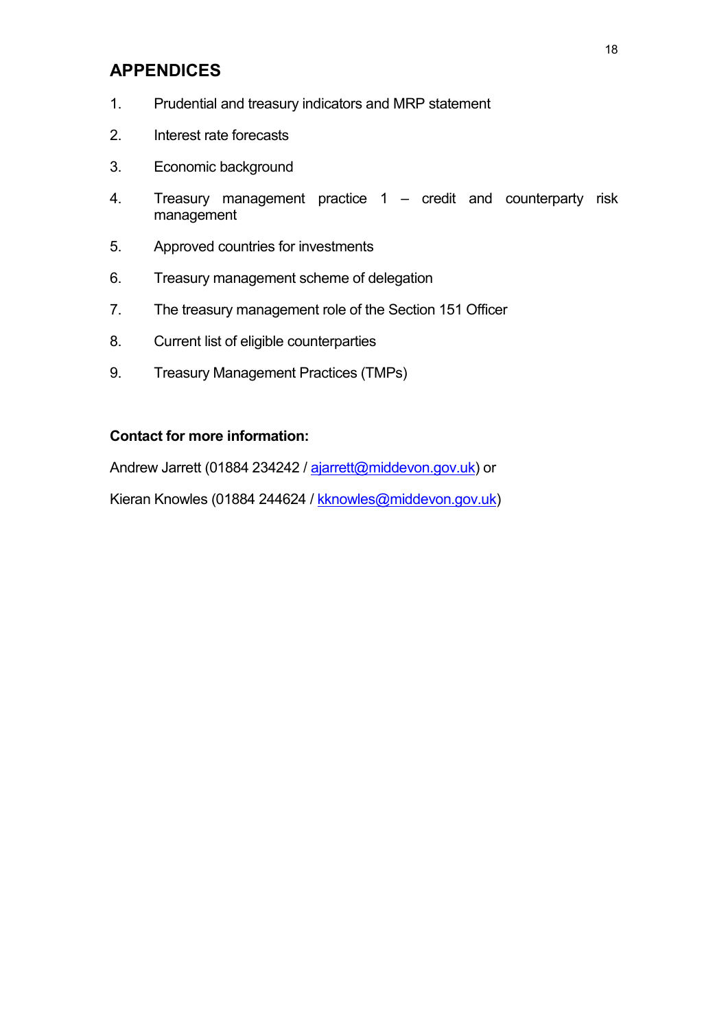## APPENDICES

1. Prudential and treasury indicators and MRP statement
2. Interest rate forecasts
3. Economic background
4. Treasury management practice 1 – credit and counterparty risk management
5. Approved countries for investments
6. Treasury management scheme of delegation
7. The treasury management role of the Section 151 Officer
8. Current list of eligible counterparties
9. Treasury Management Practices (TMPs)

**Contact for more information:**

Andrew Jarrett (01884 234242 / ajarrett@middevon.gov.uk) or

Kieran Knowles (01884 244624 / kknowles@middevon.gov.uk)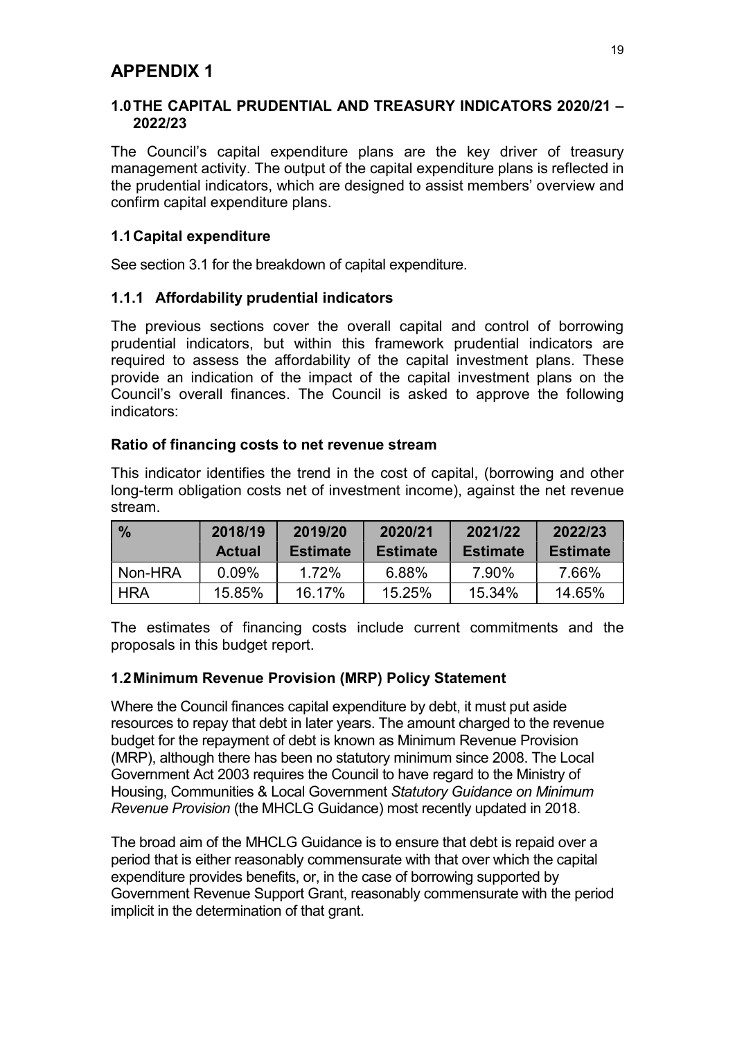# APPENDIX 1

## 1.0 THE CAPITAL PRUDENTIAL AND TREASURY INDICATORS 2020/21 – 2022/23

The Council's capital expenditure plans are the key driver of treasury management activity. The output of the capital expenditure plans is reflected in the prudential indicators, which are designed to assist members' overview and confirm capital expenditure plans.

### 1.1 Capital expenditure

See section 3.1 for the breakdown of capital expenditure.

### 1.1.1 Affordability prudential indicators

The previous sections cover the overall capital and control of borrowing prudential indicators, but within this framework prudential indicators are required to assess the affordability of the capital investment plans. These provide an indication of the impact of the capital investment plans on the Council's overall finances. The Council is asked to approve the following indicators:

**Ratio of financing costs to net revenue stream**

This indicator identifies the trend in the cost of capital, (borrowing and other long-term obligation costs net of investment income), against the net revenue stream.

| % | 2018/19 Actual | 2019/20 Estimate | 2020/21 Estimate | 2021/22 Estimate | 2022/23 Estimate |
|---|---|---|---|---|---|
| Non-HRA | 0.09% | 1.72% | 6.88% | 7.90% | 7.66% |
| HRA | 15.85% | 16.17% | 15.25% | 15.34% | 14.65% |

The estimates of financing costs include current commitments and the proposals in this budget report.

### 1.2 Minimum Revenue Provision (MRP) Policy Statement

Where the Council finances capital expenditure by debt, it must put aside resources to repay that debt in later years. The amount charged to the revenue budget for the repayment of debt is known as Minimum Revenue Provision (MRP), although there has been no statutory minimum since 2008. The Local Government Act 2003 requires the Council to have regard to the Ministry of Housing, Communities & Local Government *Statutory Guidance on Minimum Revenue Provision* (the MHCLG Guidance) most recently updated in 2018.

The broad aim of the MHCLG Guidance is to ensure that debt is repaid over a period that is either reasonably commensurate with that over which the capital expenditure provides benefits, or, in the case of borrowing supported by Government Revenue Support Grant, reasonably commensurate with the period implicit in the determination of that grant.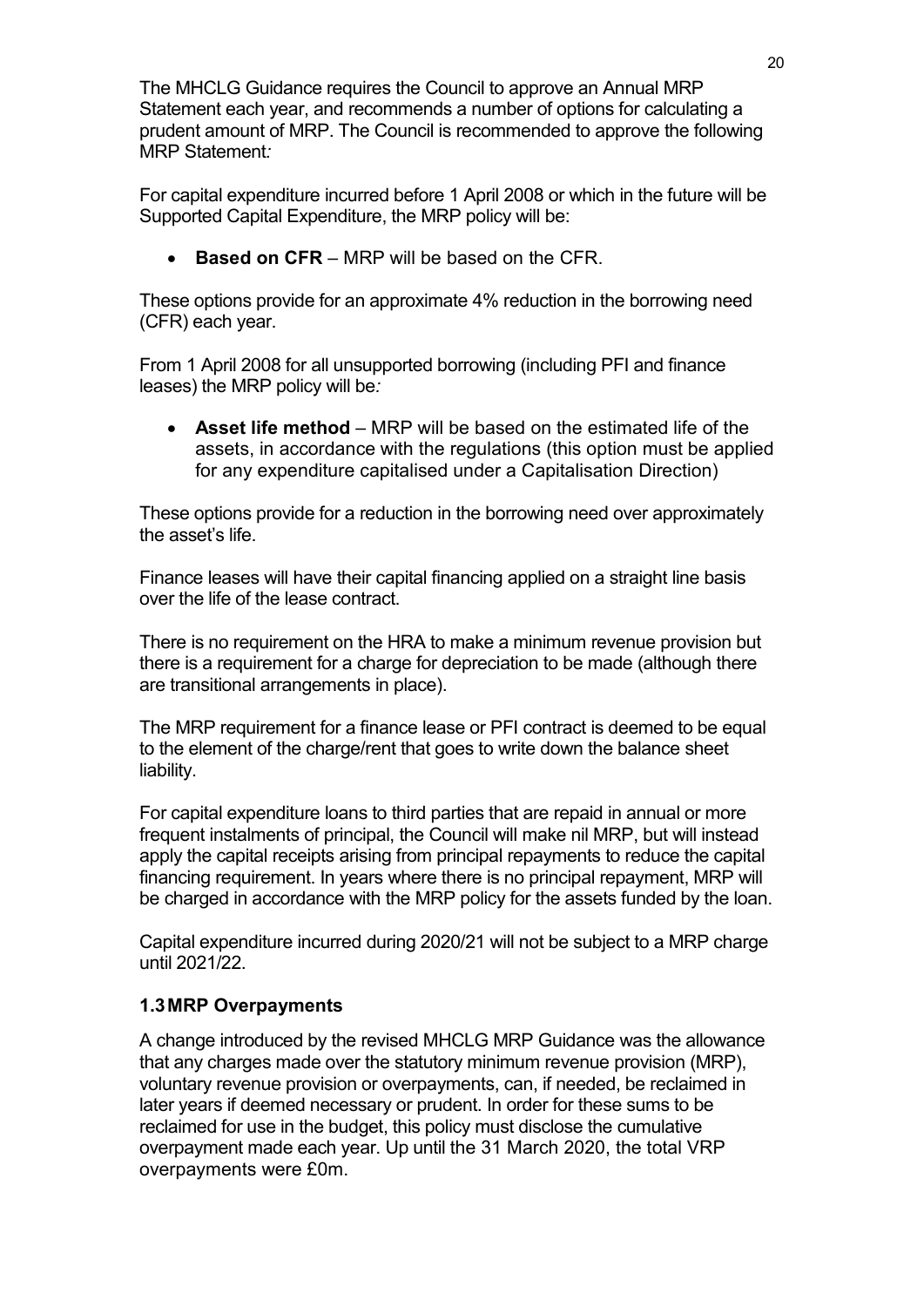The MHCLG Guidance requires the Council to approve an Annual MRP Statement each year, and recommends a number of options for calculating a prudent amount of MRP. The Council is recommended to approve the following MRP Statement*:*

For capital expenditure incurred before 1 April 2008 or which in the future will be Supported Capital Expenditure, the MRP policy will be:

- **Based on CFR** – MRP will be based on the CFR.

These options provide for an approximate 4% reduction in the borrowing need (CFR) each year.

From 1 April 2008 for all unsupported borrowing (including PFI and finance leases) the MRP policy will be*:*

- **Asset life method** – MRP will be based on the estimated life of the assets, in accordance with the regulations (this option must be applied for any expenditure capitalised under a Capitalisation Direction)

These options provide for a reduction in the borrowing need over approximately the asset's life.

Finance leases will have their capital financing applied on a straight line basis over the life of the lease contract.

There is no requirement on the HRA to make a minimum revenue provision but there is a requirement for a charge for depreciation to be made (although there are transitional arrangements in place).

The MRP requirement for a finance lease or PFI contract is deemed to be equal to the element of the charge/rent that goes to write down the balance sheet liability.

For capital expenditure loans to third parties that are repaid in annual or more frequent instalments of principal, the Council will make nil MRP, but will instead apply the capital receipts arising from principal repayments to reduce the capital financing requirement. In years where there is no principal repayment, MRP will be charged in accordance with the MRP policy for the assets funded by the loan.

Capital expenditure incurred during 2020/21 will not be subject to a MRP charge until 2021/22.

### 1.3 MRP Overpayments

A change introduced by the revised MHCLG MRP Guidance was the allowance that any charges made over the statutory minimum revenue provision (MRP), voluntary revenue provision or overpayments, can, if needed, be reclaimed in later years if deemed necessary or prudent. In order for these sums to be reclaimed for use in the budget, this policy must disclose the cumulative overpayment made each year. Up until the 31 March 2020, the total VRP overpayments were £0m.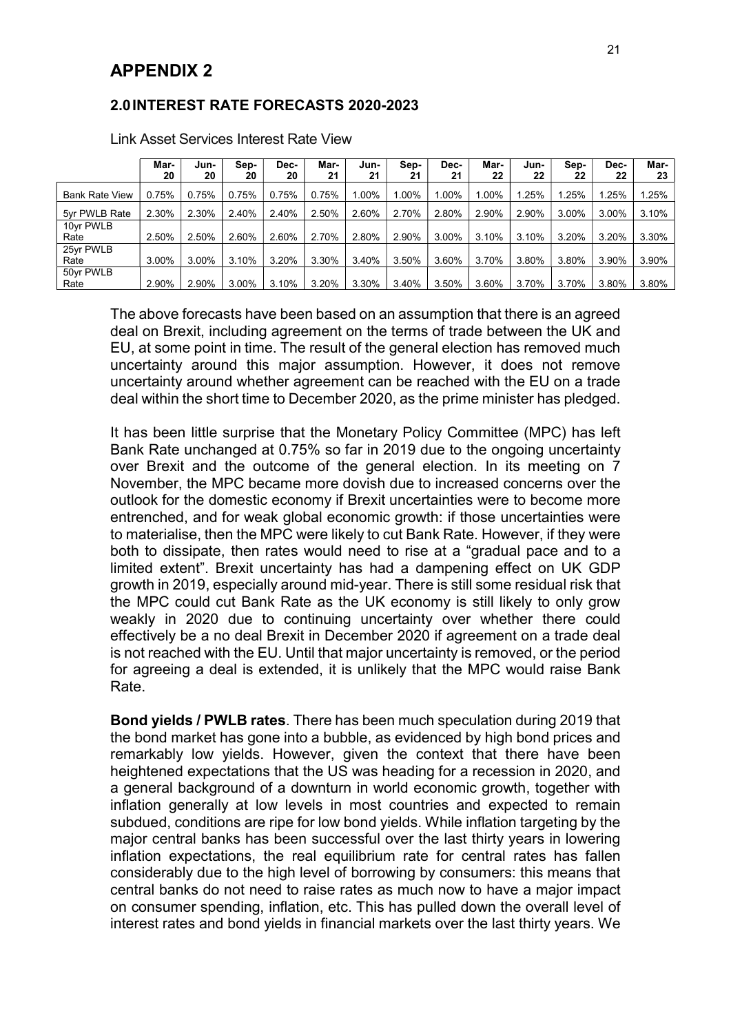# APPENDIX 2

## 2.0 INTEREST RATE FORECASTS 2020-2023

Link Asset Services Interest Rate View

| | Mar-20 | Jun-20 | Sep-20 | Dec-20 | Mar-21 | Jun-21 | Sep-21 | Dec-21 | Mar-22 | Jun-22 | Sep-22 | Dec-22 | Mar-23 |
|---|---|---|---|---|---|---|---|---|---|---|---|---|---|
| Bank Rate View | 0.75% | 0.75% | 0.75% | 0.75% | 0.75% | 1.00% | 1.00% | 1.00% | 1.00% | 1.25% | 1.25% | 1.25% | 1.25% |
| 5yr PWLB Rate | 2.30% | 2.30% | 2.40% | 2.40% | 2.50% | 2.60% | 2.70% | 2.80% | 2.90% | 2.90% | 3.00% | 3.00% | 3.10% |
| 10yr PWLB Rate | 2.50% | 2.50% | 2.60% | 2.60% | 2.70% | 2.80% | 2.90% | 3.00% | 3.10% | 3.10% | 3.20% | 3.20% | 3.30% |
| 25yr PWLB Rate | 3.00% | 3.00% | 3.10% | 3.20% | 3.30% | 3.40% | 3.50% | 3.60% | 3.70% | 3.80% | 3.80% | 3.90% | 3.90% |
| 50yr PWLB Rate | 2.90% | 2.90% | 3.00% | 3.10% | 3.20% | 3.30% | 3.40% | 3.50% | 3.60% | 3.70% | 3.70% | 3.80% | 3.80% |

The above forecasts have been based on an assumption that there is an agreed deal on Brexit, including agreement on the terms of trade between the UK and EU, at some point in time. The result of the general election has removed much uncertainty around this major assumption. However, it does not remove uncertainty around whether agreement can be reached with the EU on a trade deal within the short time to December 2020, as the prime minister has pledged.

It has been little surprise that the Monetary Policy Committee (MPC) has left Bank Rate unchanged at 0.75% so far in 2019 due to the ongoing uncertainty over Brexit and the outcome of the general election. In its meeting on 7 November, the MPC became more dovish due to increased concerns over the outlook for the domestic economy if Brexit uncertainties were to become more entrenched, and for weak global economic growth: if those uncertainties were to materialise, then the MPC were likely to cut Bank Rate. However, if they were both to dissipate, then rates would need to rise at a "gradual pace and to a limited extent". Brexit uncertainty has had a dampening effect on UK GDP growth in 2019, especially around mid-year. There is still some residual risk that the MPC could cut Bank Rate as the UK economy is still likely to only grow weakly in 2020 due to continuing uncertainty over whether there could effectively be a no deal Brexit in December 2020 if agreement on a trade deal is not reached with the EU. Until that major uncertainty is removed, or the period for agreeing a deal is extended, it is unlikely that the MPC would raise Bank Rate.

**Bond yields / PWLB rates**. There has been much speculation during 2019 that the bond market has gone into a bubble, as evidenced by high bond prices and remarkably low yields. However, given the context that there have been heightened expectations that the US was heading for a recession in 2020, and a general background of a downturn in world economic growth, together with inflation generally at low levels in most countries and expected to remain subdued, conditions are ripe for low bond yields. While inflation targeting by the major central banks has been successful over the last thirty years in lowering inflation expectations, the real equilibrium rate for central rates has fallen considerably due to the high level of borrowing by consumers: this means that central banks do not need to raise rates as much now to have a major impact on consumer spending, inflation, etc. This has pulled down the overall level of interest rates and bond yields in financial markets over the last thirty years. We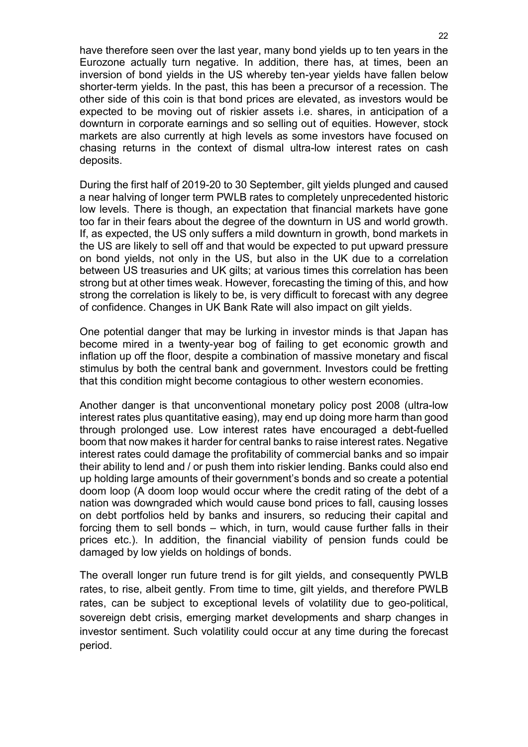have therefore seen over the last year, many bond yields up to ten years in the Eurozone actually turn negative. In addition, there has, at times, been an inversion of bond yields in the US whereby ten-year yields have fallen below shorter-term yields. In the past, this has been a precursor of a recession. The other side of this coin is that bond prices are elevated, as investors would be expected to be moving out of riskier assets i.e. shares, in anticipation of a downturn in corporate earnings and so selling out of equities. However, stock markets are also currently at high levels as some investors have focused on chasing returns in the context of dismal ultra-low interest rates on cash deposits.

During the first half of 2019-20 to 30 September, gilt yields plunged and caused a near halving of longer term PWLB rates to completely unprecedented historic low levels. There is though, an expectation that financial markets have gone too far in their fears about the degree of the downturn in US and world growth. If, as expected, the US only suffers a mild downturn in growth, bond markets in the US are likely to sell off and that would be expected to put upward pressure on bond yields, not only in the US, but also in the UK due to a correlation between US treasuries and UK gilts; at various times this correlation has been strong but at other times weak. However, forecasting the timing of this, and how strong the correlation is likely to be, is very difficult to forecast with any degree of confidence. Changes in UK Bank Rate will also impact on gilt yields.

One potential danger that may be lurking in investor minds is that Japan has become mired in a twenty-year bog of failing to get economic growth and inflation up off the floor, despite a combination of massive monetary and fiscal stimulus by both the central bank and government. Investors could be fretting that this condition might become contagious to other western economies.

Another danger is that unconventional monetary policy post 2008 (ultra-low interest rates plus quantitative easing), may end up doing more harm than good through prolonged use. Low interest rates have encouraged a debt-fuelled boom that now makes it harder for central banks to raise interest rates. Negative interest rates could damage the profitability of commercial banks and so impair their ability to lend and / or push them into riskier lending. Banks could also end up holding large amounts of their government's bonds and so create a potential doom loop (A doom loop would occur where the credit rating of the debt of a nation was downgraded which would cause bond prices to fall, causing losses on debt portfolios held by banks and insurers, so reducing their capital and forcing them to sell bonds – which, in turn, would cause further falls in their prices etc.). In addition, the financial viability of pension funds could be damaged by low yields on holdings of bonds.

The overall longer run future trend is for gilt yields, and consequently PWLB rates, to rise, albeit gently. From time to time, gilt yields, and therefore PWLB rates, can be subject to exceptional levels of volatility due to geo-political, sovereign debt crisis, emerging market developments and sharp changes in investor sentiment. Such volatility could occur at any time during the forecast period.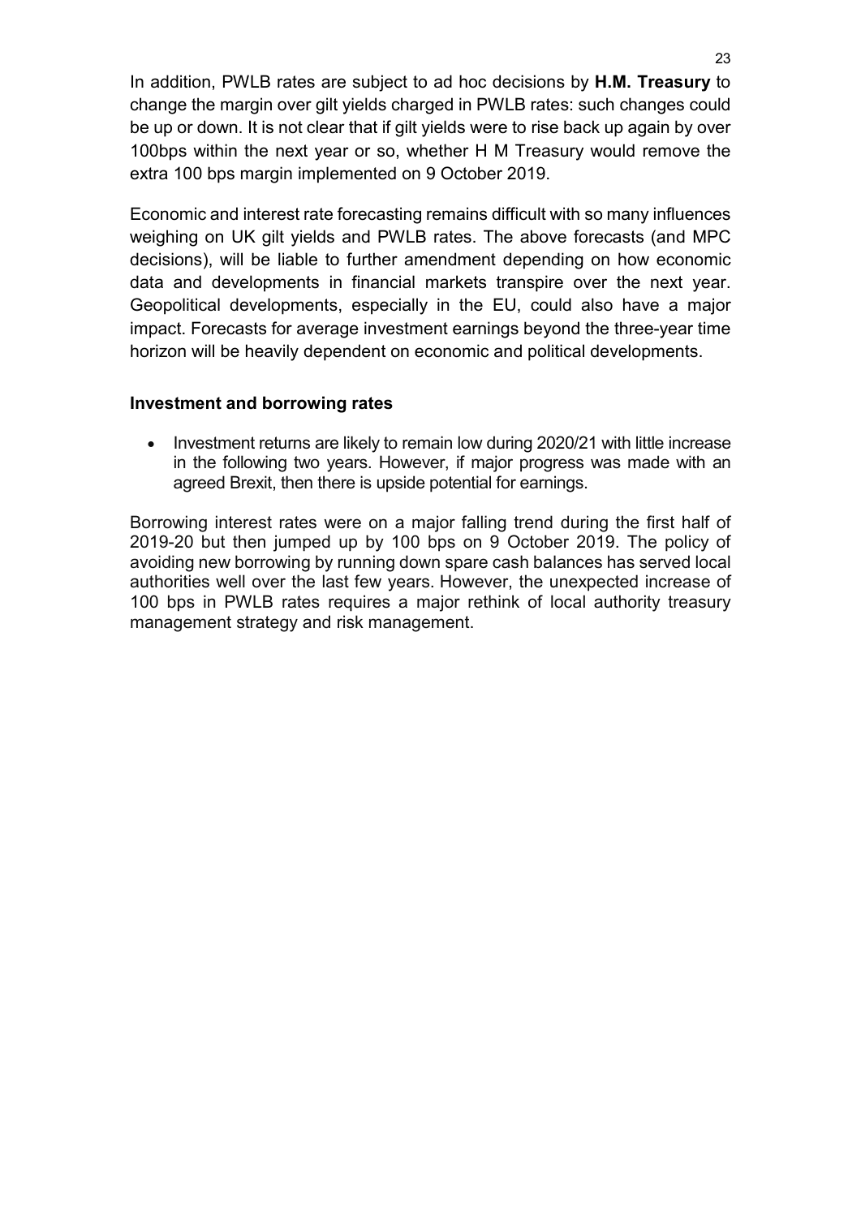In addition, PWLB rates are subject to ad hoc decisions by **H.M. Treasury** to change the margin over gilt yields charged in PWLB rates: such changes could be up or down. It is not clear that if gilt yields were to rise back up again by over 100bps within the next year or so, whether H M Treasury would remove the extra 100 bps margin implemented on 9 October 2019.

Economic and interest rate forecasting remains difficult with so many influences weighing on UK gilt yields and PWLB rates. The above forecasts (and MPC decisions), will be liable to further amendment depending on how economic data and developments in financial markets transpire over the next year. Geopolitical developments, especially in the EU, could also have a major impact. Forecasts for average investment earnings beyond the three-year time horizon will be heavily dependent on economic and political developments.

### Investment and borrowing rates

- Investment returns are likely to remain low during 2020/21 with little increase in the following two years. However, if major progress was made with an agreed Brexit, then there is upside potential for earnings.

Borrowing interest rates were on a major falling trend during the first half of 2019-20 but then jumped up by 100 bps on 9 October 2019. The policy of avoiding new borrowing by running down spare cash balances has served local authorities well over the last few years. However, the unexpected increase of 100 bps in PWLB rates requires a major rethink of local authority treasury management strategy and risk management.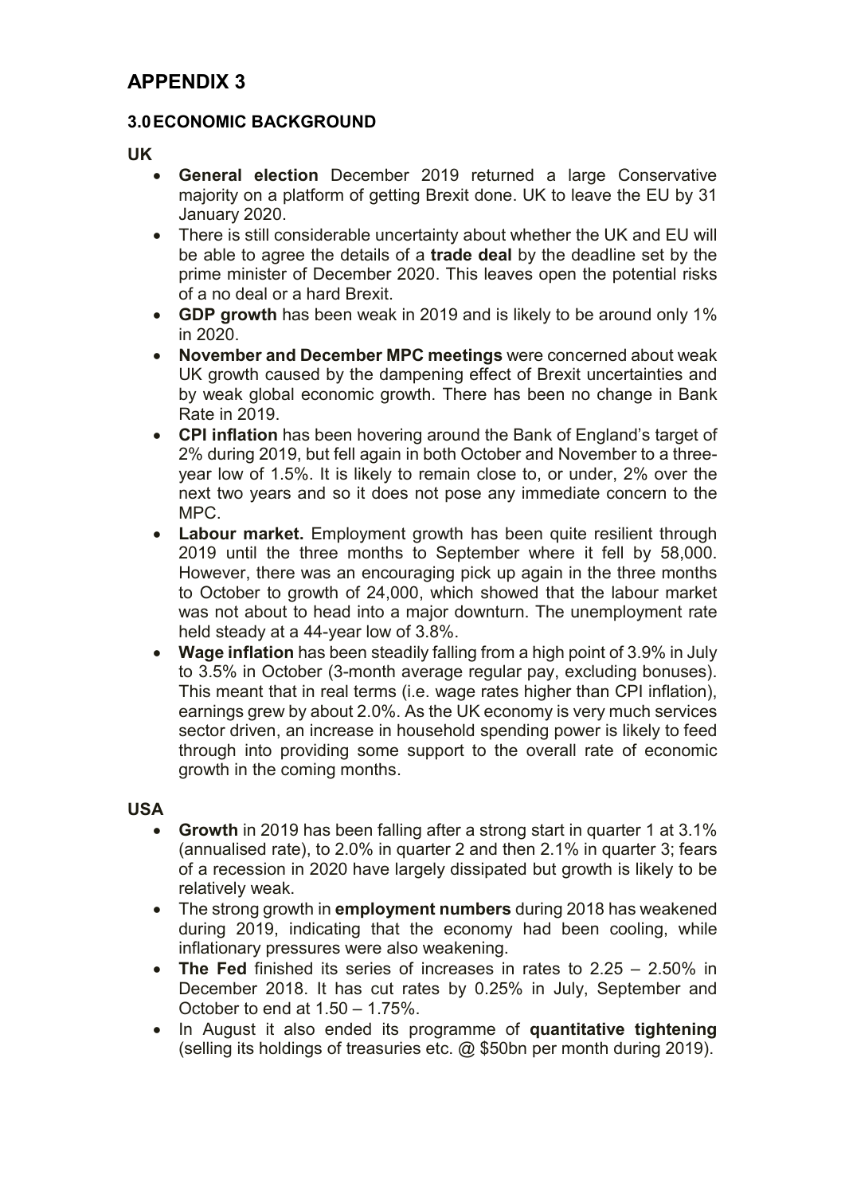# APPENDIX 3

## 3.0 ECONOMIC BACKGROUND

**UK**

- **General election** December 2019 returned a large Conservative majority on a platform of getting Brexit done. UK to leave the EU by 31 January 2020.
- There is still considerable uncertainty about whether the UK and EU will be able to agree the details of a **trade deal** by the deadline set by the prime minister of December 2020. This leaves open the potential risks of a no deal or a hard Brexit.
- **GDP growth** has been weak in 2019 and is likely to be around only 1% in 2020.
- **November and December MPC meetings** were concerned about weak UK growth caused by the dampening effect of Brexit uncertainties and by weak global economic growth. There has been no change in Bank Rate in 2019.
- **CPI inflation** has been hovering around the Bank of England's target of 2% during 2019, but fell again in both October and November to a three-year low of 1.5%. It is likely to remain close to, or under, 2% over the next two years and so it does not pose any immediate concern to the MPC.
- **Labour market.** Employment growth has been quite resilient through 2019 until the three months to September where it fell by 58,000. However, there was an encouraging pick up again in the three months to October to growth of 24,000, which showed that the labour market was not about to head into a major downturn. The unemployment rate held steady at a 44-year low of 3.8%.
- **Wage inflation** has been steadily falling from a high point of 3.9% in July to 3.5% in October (3-month average regular pay, excluding bonuses). This meant that in real terms (i.e. wage rates higher than CPI inflation), earnings grew by about 2.0%. As the UK economy is very much services sector driven, an increase in household spending power is likely to feed through into providing some support to the overall rate of economic growth in the coming months.

**USA**

- **Growth** in 2019 has been falling after a strong start in quarter 1 at 3.1% (annualised rate), to 2.0% in quarter 2 and then 2.1% in quarter 3; fears of a recession in 2020 have largely dissipated but growth is likely to be relatively weak.
- The strong growth in **employment numbers** during 2018 has weakened during 2019, indicating that the economy had been cooling, while inflationary pressures were also weakening.
- **The Fed** finished its series of increases in rates to 2.25 – 2.50% in December 2018. It has cut rates by 0.25% in July, September and October to end at 1.50 – 1.75%.
- In August it also ended its programme of **quantitative tightening** (selling its holdings of treasuries etc. @ $50bn per month during 2019).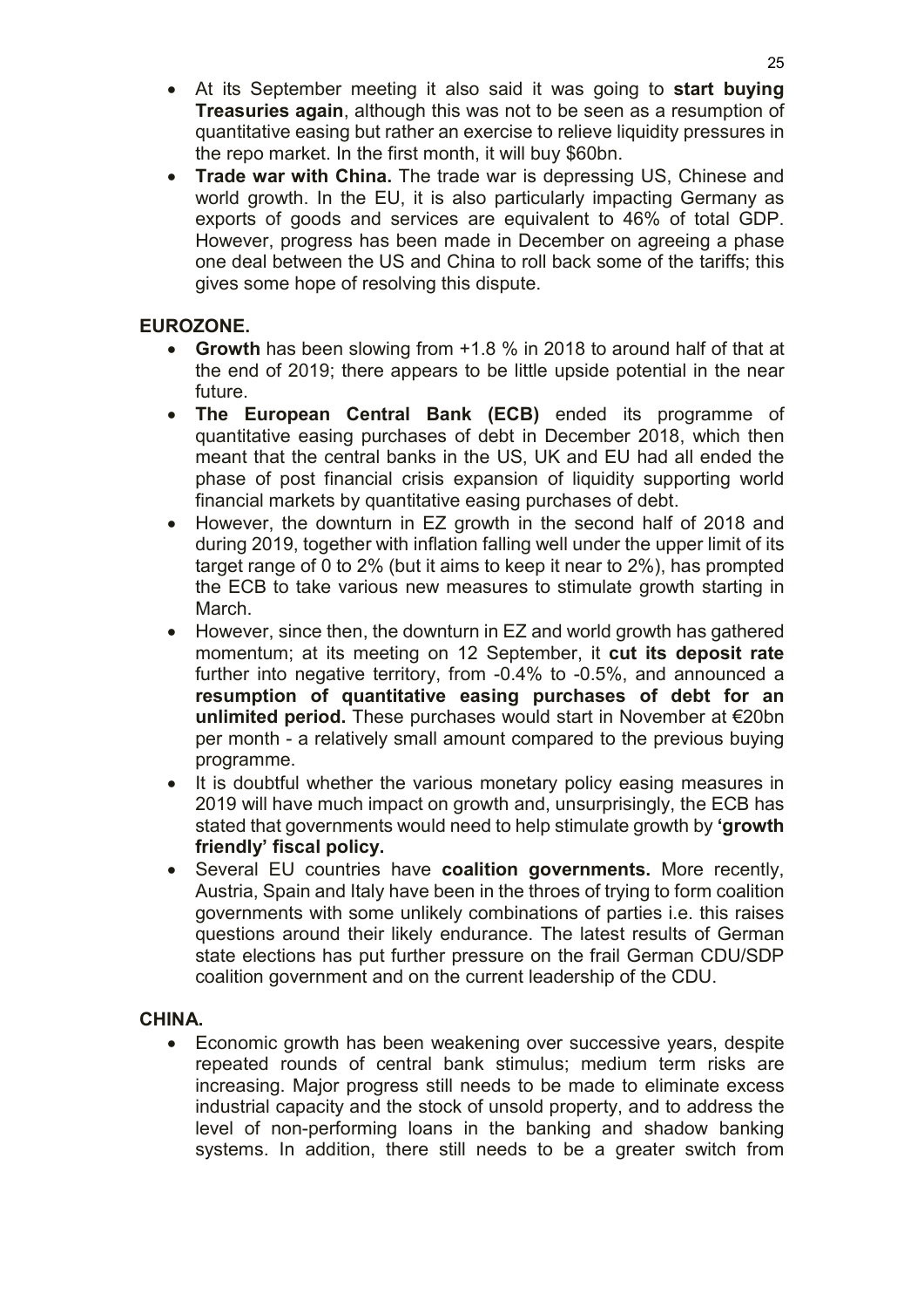- At its September meeting it also said it was going to **start buying Treasuries again**, although this was not to be seen as a resumption of quantitative easing but rather an exercise to relieve liquidity pressures in the repo market. In the first month, it will buy $60bn.
- **Trade war with China.** The trade war is depressing US, Chinese and world growth. In the EU, it is also particularly impacting Germany as exports of goods and services are equivalent to 46% of total GDP. However, progress has been made in December on agreeing a phase one deal between the US and China to roll back some of the tariffs; this gives some hope of resolving this dispute.

**EUROZONE.**

- **Growth** has been slowing from +1.8 % in 2018 to around half of that at the end of 2019; there appears to be little upside potential in the near future.
- **The European Central Bank (ECB)** ended its programme of quantitative easing purchases of debt in December 2018, which then meant that the central banks in the US, UK and EU had all ended the phase of post financial crisis expansion of liquidity supporting world financial markets by quantitative easing purchases of debt.
- However, the downturn in EZ growth in the second half of 2018 and during 2019, together with inflation falling well under the upper limit of its target range of 0 to 2% (but it aims to keep it near to 2%), has prompted the ECB to take various new measures to stimulate growth starting in March.
- However, since then, the downturn in EZ and world growth has gathered momentum; at its meeting on 12 September, it **cut its deposit rate** further into negative territory, from -0.4% to -0.5%, and announced a **resumption of quantitative easing purchases of debt for an unlimited period.** These purchases would start in November at €20bn per month - a relatively small amount compared to the previous buying programme.
- It is doubtful whether the various monetary policy easing measures in 2019 will have much impact on growth and, unsurprisingly, the ECB has stated that governments would need to help stimulate growth by **'growth friendly' fiscal policy.**
- Several EU countries have **coalition governments.** More recently, Austria, Spain and Italy have been in the throes of trying to form coalition governments with some unlikely combinations of parties i.e. this raises questions around their likely endurance. The latest results of German state elections has put further pressure on the frail German CDU/SDP coalition government and on the current leadership of the CDU.

**CHINA.**

- Economic growth has been weakening over successive years, despite repeated rounds of central bank stimulus; medium term risks are increasing. Major progress still needs to be made to eliminate excess industrial capacity and the stock of unsold property, and to address the level of non-performing loans in the banking and shadow banking systems. In addition, there still needs to be a greater switch from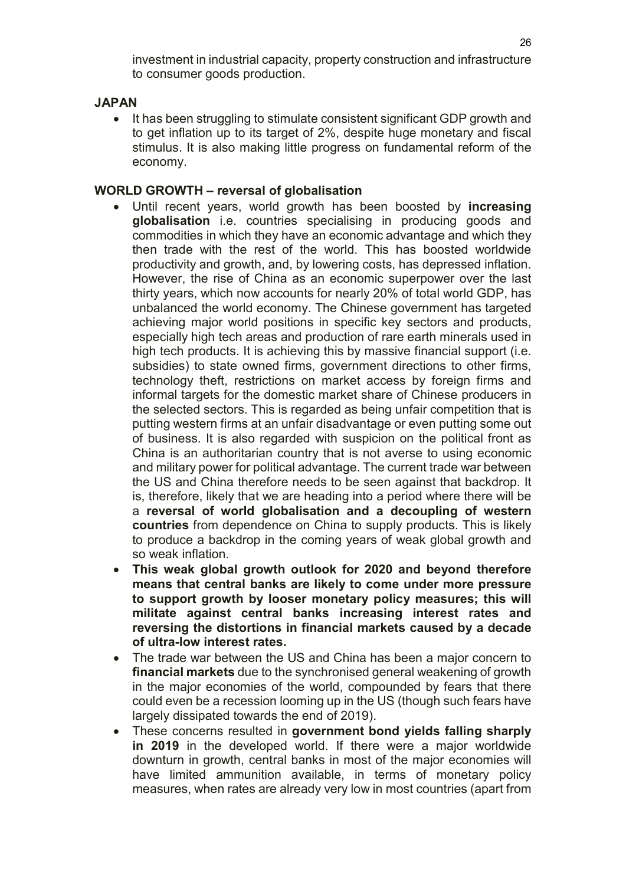investment in industrial capacity, property construction and infrastructure to consumer goods production.

**JAPAN**

- It has been struggling to stimulate consistent significant GDP growth and to get inflation up to its target of 2%, despite huge monetary and fiscal stimulus. It is also making little progress on fundamental reform of the economy.

**WORLD GROWTH – reversal of globalisation**

- Until recent years, world growth has been boosted by **increasing globalisation** i.e. countries specialising in producing goods and commodities in which they have an economic advantage and which they then trade with the rest of the world. This has boosted worldwide productivity and growth, and, by lowering costs, has depressed inflation. However, the rise of China as an economic superpower over the last thirty years, which now accounts for nearly 20% of total world GDP, has unbalanced the world economy. The Chinese government has targeted achieving major world positions in specific key sectors and products, especially high tech areas and production of rare earth minerals used in high tech products. It is achieving this by massive financial support (i.e. subsidies) to state owned firms, government directions to other firms, technology theft, restrictions on market access by foreign firms and informal targets for the domestic market share of Chinese producers in the selected sectors. This is regarded as being unfair competition that is putting western firms at an unfair disadvantage or even putting some out of business. It is also regarded with suspicion on the political front as China is an authoritarian country that is not averse to using economic and military power for political advantage. The current trade war between the US and China therefore needs to be seen against that backdrop. It is, therefore, likely that we are heading into a period where there will be a **reversal of world globalisation and a decoupling of western countries** from dependence on China to supply products. This is likely to produce a backdrop in the coming years of weak global growth and so weak inflation.
- **This weak global growth outlook for 2020 and beyond therefore means that central banks are likely to come under more pressure to support growth by looser monetary policy measures; this will militate against central banks increasing interest rates and reversing the distortions in financial markets caused by a decade of ultra-low interest rates.**
- The trade war between the US and China has been a major concern to **financial markets** due to the synchronised general weakening of growth in the major economies of the world, compounded by fears that there could even be a recession looming up in the US (though such fears have largely dissipated towards the end of 2019).
- These concerns resulted in **government bond yields falling sharply in 2019** in the developed world. If there were a major worldwide downturn in growth, central banks in most of the major economies will have limited ammunition available, in terms of monetary policy measures, when rates are already very low in most countries (apart from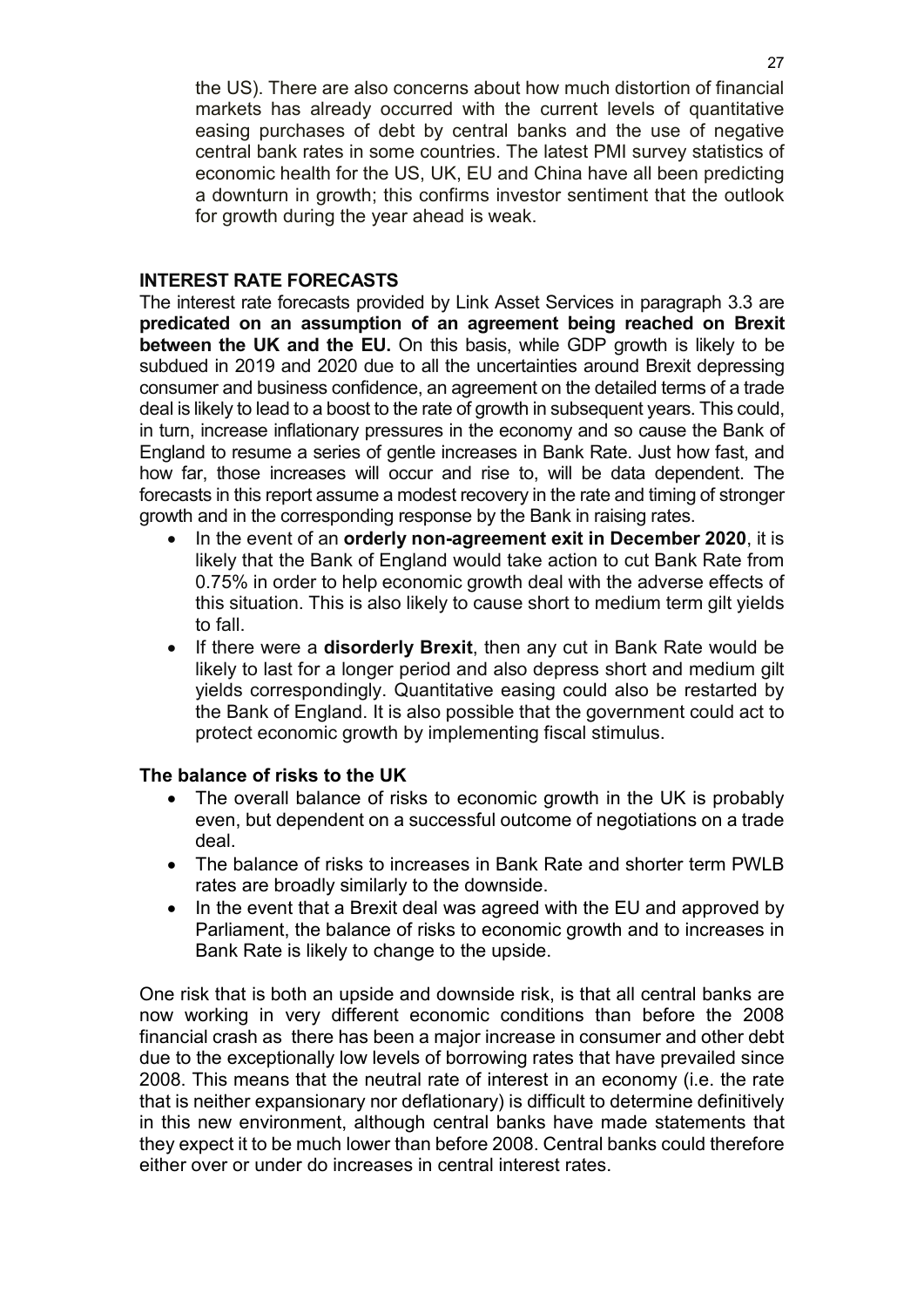the US). There are also concerns about how much distortion of financial markets has already occurred with the current levels of quantitative easing purchases of debt by central banks and the use of negative central bank rates in some countries. The latest PMI survey statistics of economic health for the US, UK, EU and China have all been predicting a downturn in growth; this confirms investor sentiment that the outlook for growth during the year ahead is weak.

**INTEREST RATE FORECASTS**

The interest rate forecasts provided by Link Asset Services in paragraph 3.3 are **predicated on an assumption of an agreement being reached on Brexit between the UK and the EU.** On this basis, while GDP growth is likely to be subdued in 2019 and 2020 due to all the uncertainties around Brexit depressing consumer and business confidence, an agreement on the detailed terms of a trade deal is likely to lead to a boost to the rate of growth in subsequent years. This could, in turn, increase inflationary pressures in the economy and so cause the Bank of England to resume a series of gentle increases in Bank Rate. Just how fast, and how far, those increases will occur and rise to, will be data dependent. The forecasts in this report assume a modest recovery in the rate and timing of stronger growth and in the corresponding response by the Bank in raising rates.

- In the event of an **orderly non-agreement exit in December 2020**, it is likely that the Bank of England would take action to cut Bank Rate from 0.75% in order to help economic growth deal with the adverse effects of this situation. This is also likely to cause short to medium term gilt yields to fall.
- If there were a **disorderly Brexit**, then any cut in Bank Rate would be likely to last for a longer period and also depress short and medium gilt yields correspondingly. Quantitative easing could also be restarted by the Bank of England. It is also possible that the government could act to protect economic growth by implementing fiscal stimulus.

**The balance of risks to the UK**

- The overall balance of risks to economic growth in the UK is probably even, but dependent on a successful outcome of negotiations on a trade deal.
- The balance of risks to increases in Bank Rate and shorter term PWLB rates are broadly similarly to the downside.
- In the event that a Brexit deal was agreed with the EU and approved by Parliament, the balance of risks to economic growth and to increases in Bank Rate is likely to change to the upside.

One risk that is both an upside and downside risk, is that all central banks are now working in very different economic conditions than before the 2008 financial crash as there has been a major increase in consumer and other debt due to the exceptionally low levels of borrowing rates that have prevailed since 2008. This means that the neutral rate of interest in an economy (i.e. the rate that is neither expansionary nor deflationary) is difficult to determine definitively in this new environment, although central banks have made statements that they expect it to be much lower than before 2008. Central banks could therefore either over or under do increases in central interest rates.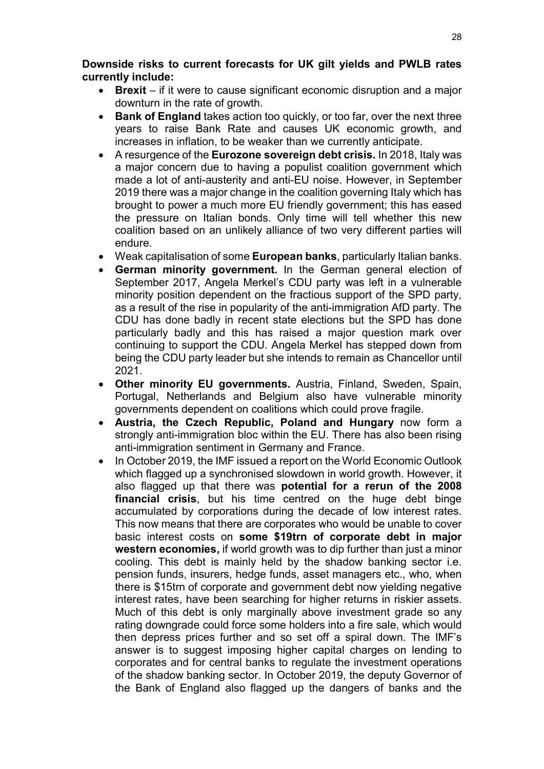**Downside risks to current forecasts for UK gilt yields and PWLB rates currently include:**

- **Brexit** – if it were to cause significant economic disruption and a major downturn in the rate of growth.
- **Bank of England** takes action too quickly, or too far, over the next three years to raise Bank Rate and causes UK economic growth, and increases in inflation, to be weaker than we currently anticipate.
- A resurgence of the **Eurozone sovereign debt crisis.** In 2018, Italy was a major concern due to having a populist coalition government which made a lot of anti-austerity and anti-EU noise. However, in September 2019 there was a major change in the coalition governing Italy which has brought to power a much more EU friendly government; this has eased the pressure on Italian bonds. Only time will tell whether this new coalition based on an unlikely alliance of two very different parties will endure.
- Weak capitalisation of some **European banks**, particularly Italian banks.
- **German minority government.** In the German general election of September 2017, Angela Merkel's CDU party was left in a vulnerable minority position dependent on the fractious support of the SPD party, as a result of the rise in popularity of the anti-immigration AfD party. The CDU has done badly in recent state elections but the SPD has done particularly badly and this has raised a major question mark over continuing to support the CDU. Angela Merkel has stepped down from being the CDU party leader but she intends to remain as Chancellor until 2021.
- **Other minority EU governments.** Austria, Finland, Sweden, Spain, Portugal, Netherlands and Belgium also have vulnerable minority governments dependent on coalitions which could prove fragile.
- **Austria, the Czech Republic, Poland and Hungary** now form a strongly anti-immigration bloc within the EU. There has also been rising anti-immigration sentiment in Germany and France.
- In October 2019, the IMF issued a report on the World Economic Outlook which flagged up a synchronised slowdown in world growth. However, it also flagged up that there was **potential for a rerun of the 2008 financial crisis**, but his time centred on the huge debt binge accumulated by corporations during the decade of low interest rates. This now means that there are corporates who would be unable to cover basic interest costs on **some $19trn of corporate debt in major western economies,** if world growth was to dip further than just a minor cooling. This debt is mainly held by the shadow banking sector i.e. pension funds, insurers, hedge funds, asset managers etc., who, when there is $15trn of corporate and government debt now yielding negative interest rates, have been searching for higher returns in riskier assets. Much of this debt is only marginally above investment grade so any rating downgrade could force some holders into a fire sale, which would then depress prices further and so set off a spiral down. The IMF's answer is to suggest imposing higher capital charges on lending to corporates and for central banks to regulate the investment operations of the shadow banking sector. In October 2019, the deputy Governor of the Bank of England also flagged up the dangers of banks and the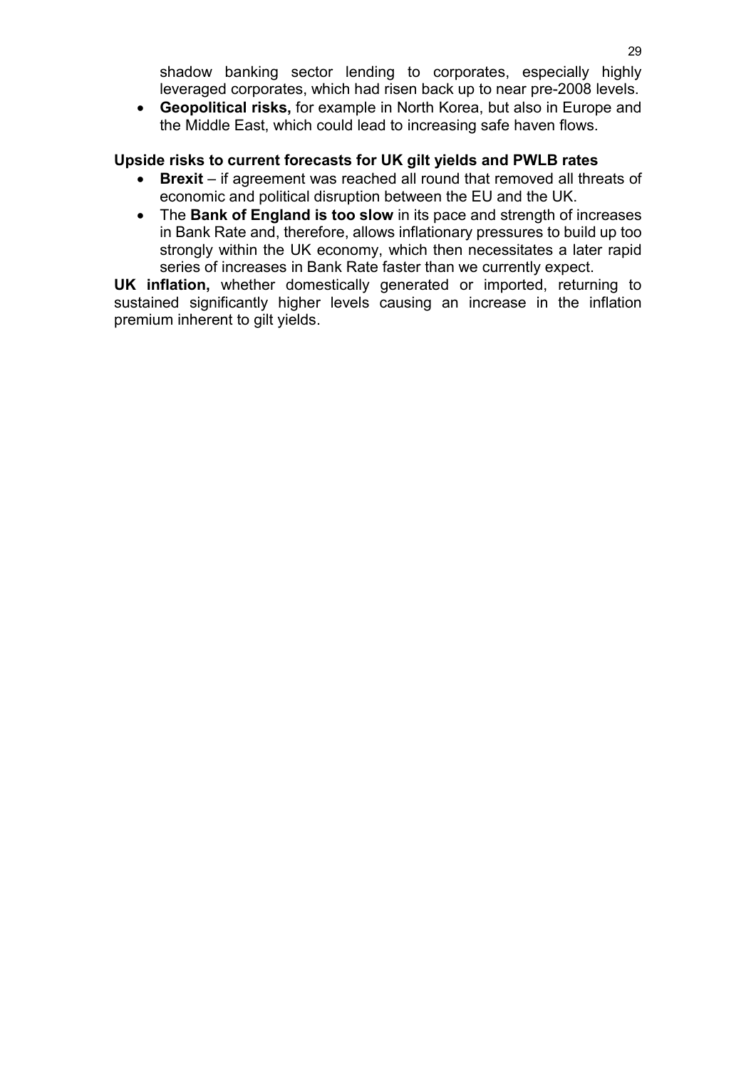shadow banking sector lending to corporates, especially highly leveraged corporates, which had risen back up to near pre-2008 levels.

- **Geopolitical risks,** for example in North Korea, but also in Europe and the Middle East, which could lead to increasing safe haven flows.

**Upside risks to current forecasts for UK gilt yields and PWLB rates**

- **Brexit** – if agreement was reached all round that removed all threats of economic and political disruption between the EU and the UK.
- The **Bank of England is too slow** in its pace and strength of increases in Bank Rate and, therefore, allows inflationary pressures to build up too strongly within the UK economy, which then necessitates a later rapid series of increases in Bank Rate faster than we currently expect.

**UK inflation,** whether domestically generated or imported, returning to sustained significantly higher levels causing an increase in the inflation premium inherent to gilt yields.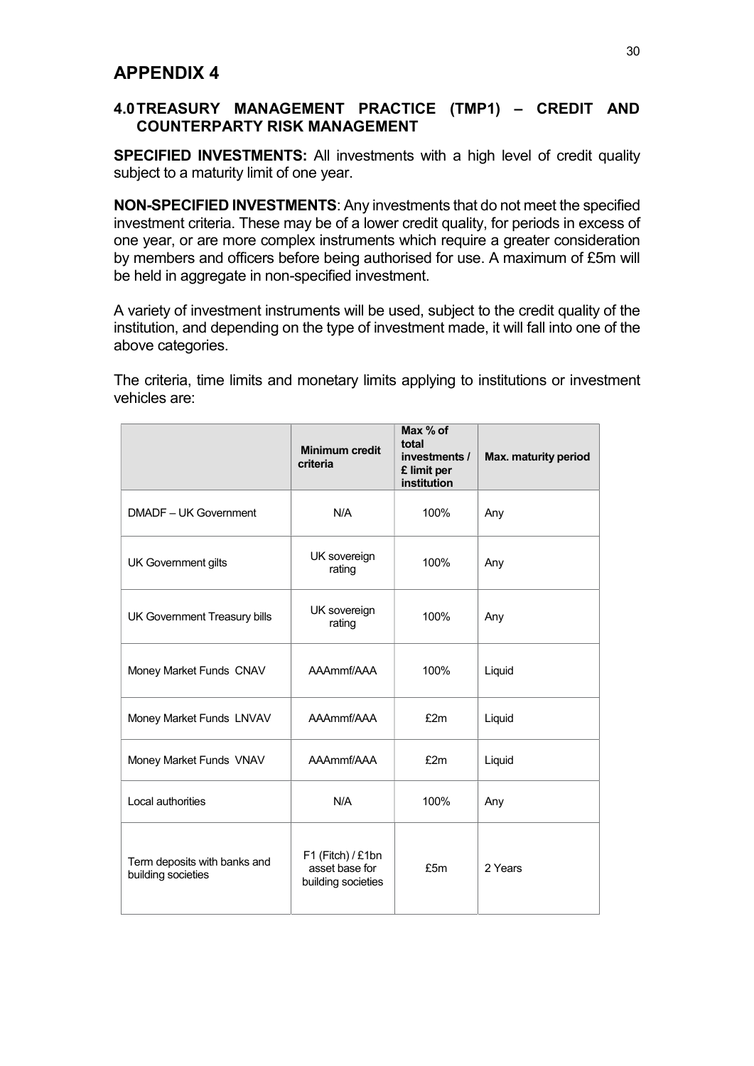# APPENDIX 4

## 4.0 TREASURY MANAGEMENT PRACTICE (TMP1) – CREDIT AND COUNTERPARTY RISK MANAGEMENT

**SPECIFIED INVESTMENTS:** All investments with a high level of credit quality subject to a maturity limit of one year.

**NON-SPECIFIED INVESTMENTS**: Any investments that do not meet the specified investment criteria. These may be of a lower credit quality, for periods in excess of one year, or are more complex instruments which require a greater consideration by members and officers before being authorised for use. A maximum of £5m will be held in aggregate in non-specified investment.

A variety of investment instruments will be used, subject to the credit quality of the institution, and depending on the type of investment made, it will fall into one of the above categories.

The criteria, time limits and monetary limits applying to institutions or investment vehicles are:

| | Minimum credit criteria | Max % of total investments / £ limit per institution | Max. maturity period |
|---|---|---|---|
| DMADF – UK Government | N/A | 100% | Any |
| UK Government gilts | UK sovereign rating | 100% | Any |
| UK Government Treasury bills | UK sovereign rating | 100% | Any |
| Money Market Funds CNAV | AAAmmf/AAA | 100% | Liquid |
| Money Market Funds LNVAV | AAAmmf/AAA | £2m | Liquid |
| Money Market Funds VNAV | AAAmmf/AAA | £2m | Liquid |
| Local authorities | N/A | 100% | Any |
| Term deposits with banks and building societies | F1 (Fitch) / £1bn asset base for building societies | £5m | 2 Years |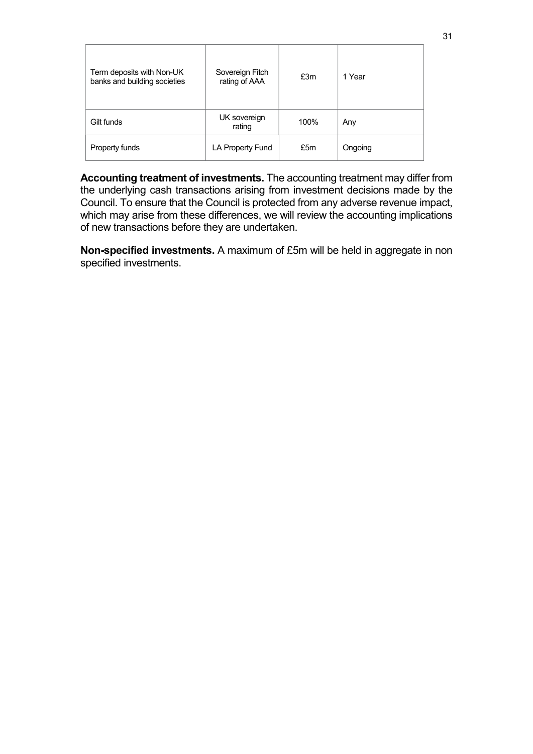| Term deposits with Non-UK banks and building societies | Sovereign Fitch rating of AAA | £3m | 1 Year |
|---|---|---|---|
| Gilt funds | UK sovereign rating | 100% | Any |
| Property funds | LA Property Fund | £5m | Ongoing |

**Accounting treatment of investments.** The accounting treatment may differ from the underlying cash transactions arising from investment decisions made by the Council. To ensure that the Council is protected from any adverse revenue impact, which may arise from these differences, we will review the accounting implications of new transactions before they are undertaken.

**Non-specified investments.** A maximum of £5m will be held in aggregate in non specified investments.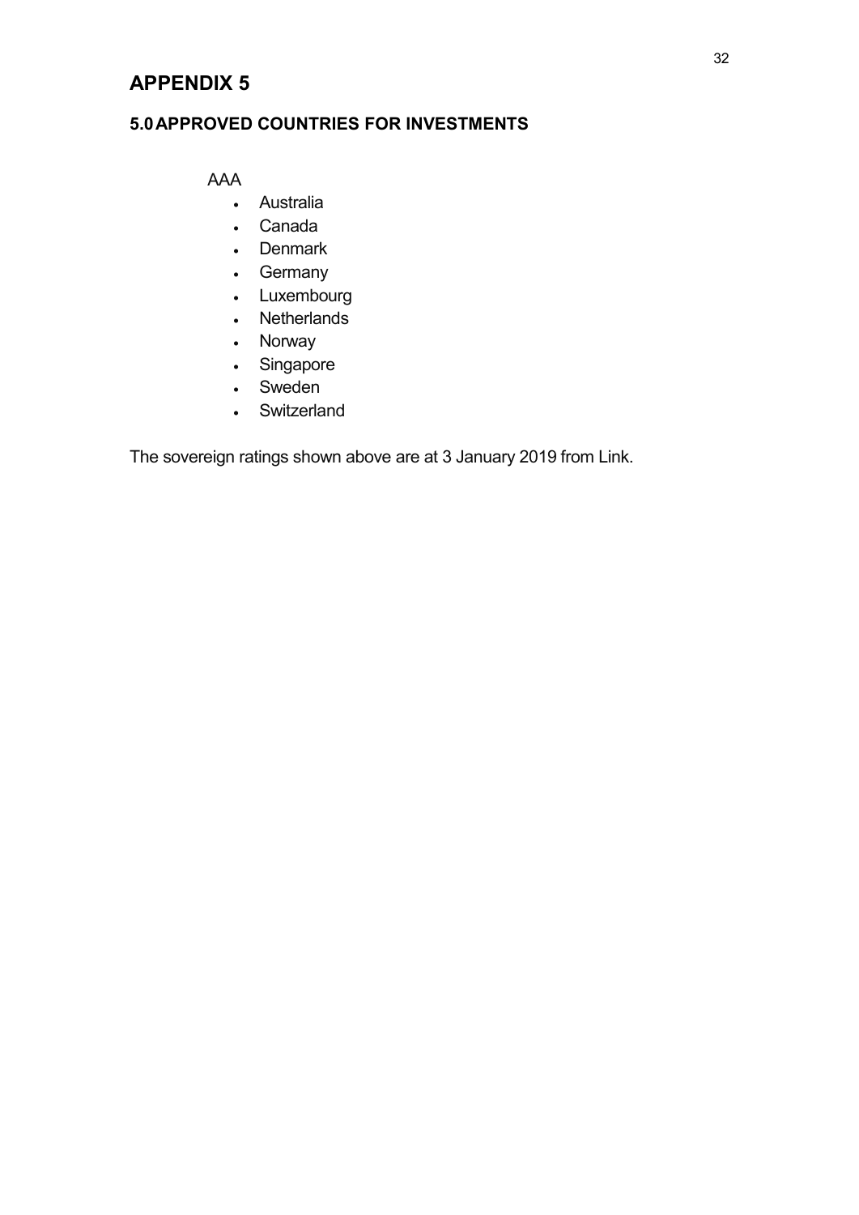# APPENDIX 5

## 5.0 APPROVED COUNTRIES FOR INVESTMENTS

AAA

- Australia
- Canada
- Denmark
- Germany
- Luxembourg
- Netherlands
- Norway
- Singapore
- Sweden
- Switzerland

The sovereign ratings shown above are at 3 January 2019 from Link.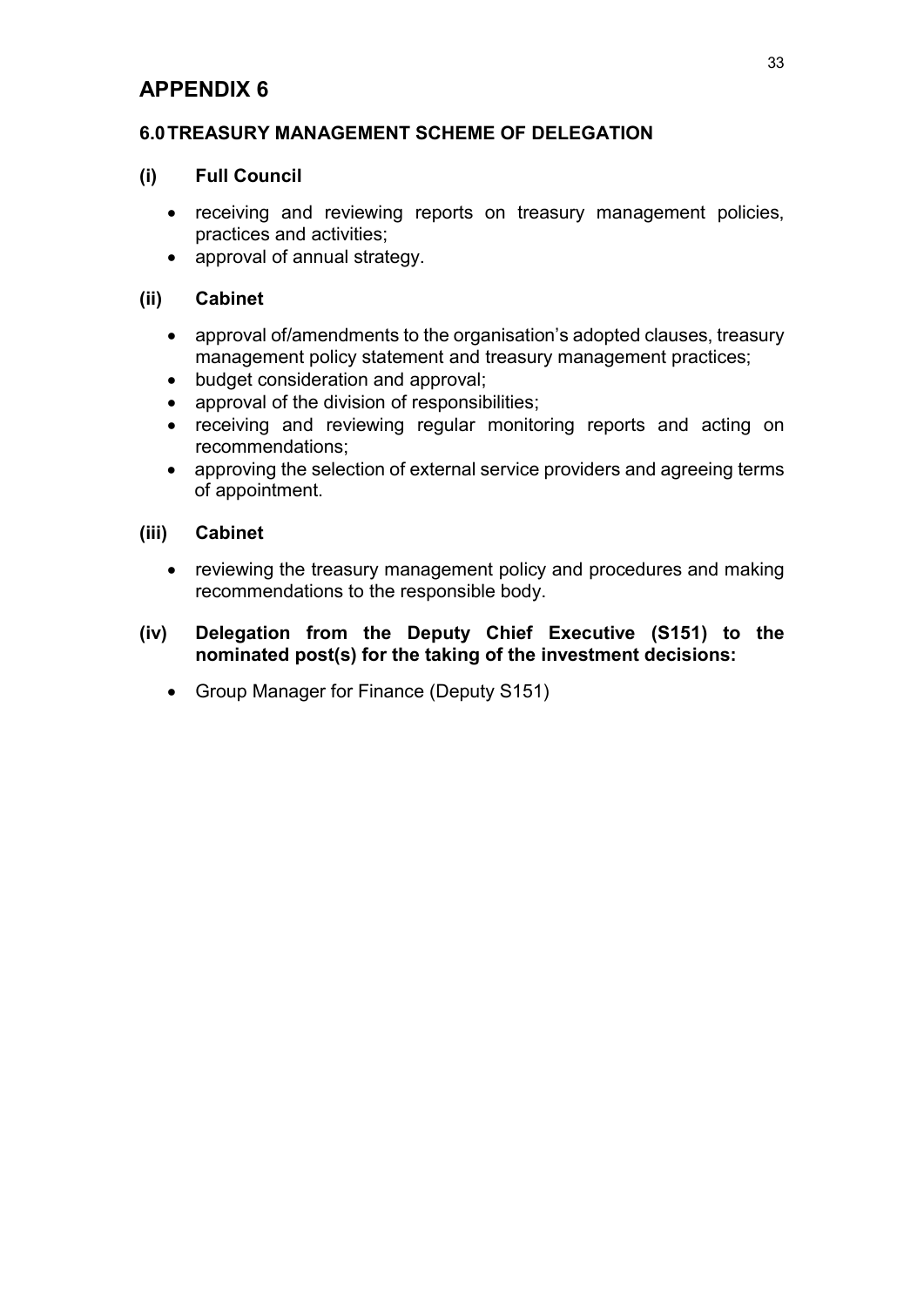# APPENDIX 6

## 6.0 TREASURY MANAGEMENT SCHEME OF DELEGATION

### (i) Full Council

- receiving and reviewing reports on treasury management policies, practices and activities;
- approval of annual strategy.

### (ii) Cabinet

- approval of/amendments to the organisation's adopted clauses, treasury management policy statement and treasury management practices;
- budget consideration and approval;
- approval of the division of responsibilities;
- receiving and reviewing regular monitoring reports and acting on recommendations;
- approving the selection of external service providers and agreeing terms of appointment.

### (iii) Cabinet

- reviewing the treasury management policy and procedures and making recommendations to the responsible body.

### (iv) Delegation from the Deputy Chief Executive (S151) to the nominated post(s) for the taking of the investment decisions:

- Group Manager for Finance (Deputy S151)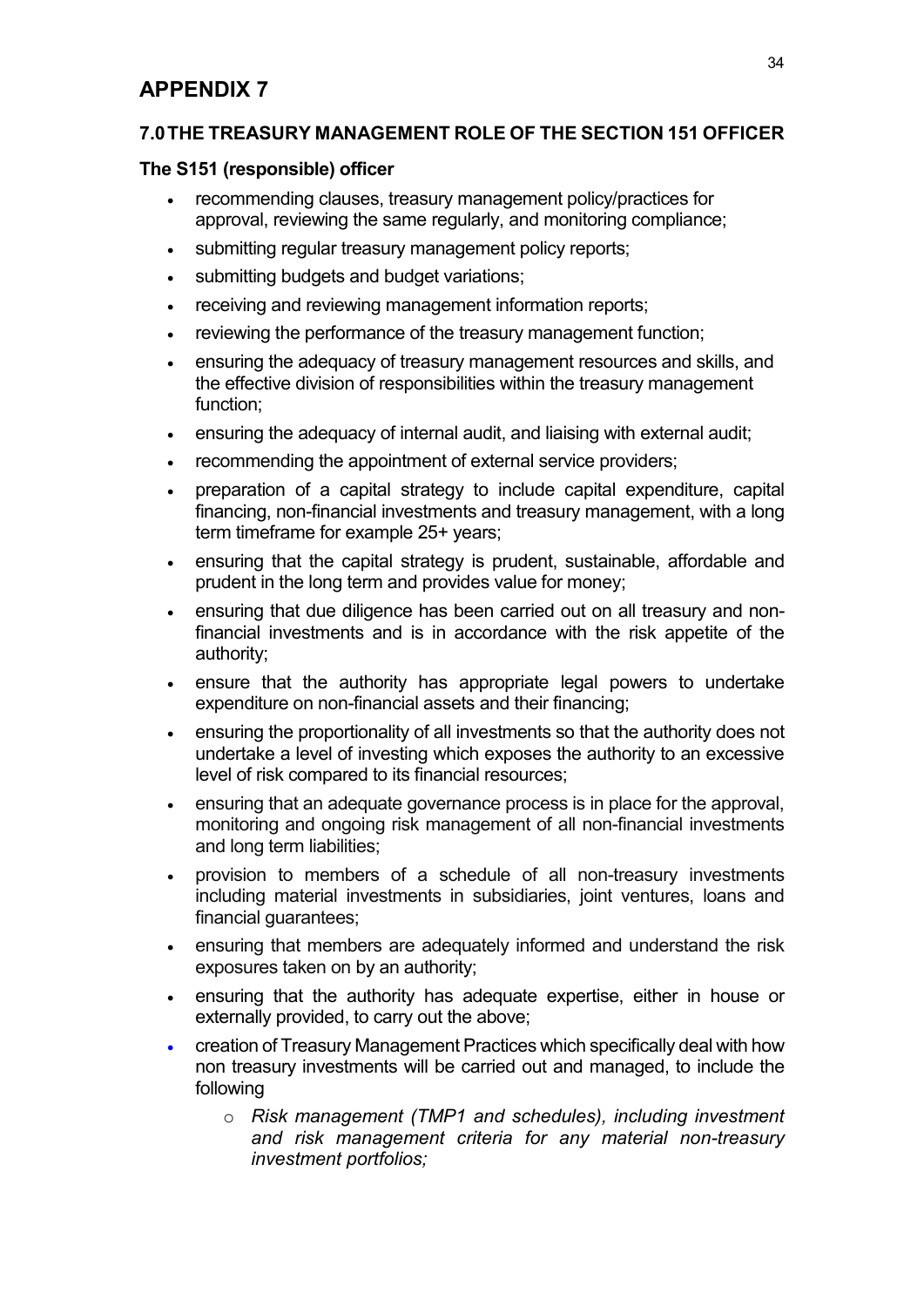# APPENDIX 7

## 7.0 THE TREASURY MANAGEMENT ROLE OF THE SECTION 151 OFFICER

### The S151 (responsible) officer

- recommending clauses, treasury management policy/practices for approval, reviewing the same regularly, and monitoring compliance;
- submitting regular treasury management policy reports;
- submitting budgets and budget variations;
- receiving and reviewing management information reports;
- reviewing the performance of the treasury management function;
- ensuring the adequacy of treasury management resources and skills, and the effective division of responsibilities within the treasury management function;
- ensuring the adequacy of internal audit, and liaising with external audit;
- recommending the appointment of external service providers;
- preparation of a capital strategy to include capital expenditure, capital financing, non-financial investments and treasury management, with a long term timeframe for example 25+ years;
- ensuring that the capital strategy is prudent, sustainable, affordable and prudent in the long term and provides value for money;
- ensuring that due diligence has been carried out on all treasury and non-financial investments and is in accordance with the risk appetite of the authority;
- ensure that the authority has appropriate legal powers to undertake expenditure on non-financial assets and their financing;
- ensuring the proportionality of all investments so that the authority does not undertake a level of investing which exposes the authority to an excessive level of risk compared to its financial resources;
- ensuring that an adequate governance process is in place for the approval, monitoring and ongoing risk management of all non-financial investments and long term liabilities;
- provision to members of a schedule of all non-treasury investments including material investments in subsidiaries, joint ventures, loans and financial guarantees;
- ensuring that members are adequately informed and understand the risk exposures taken on by an authority;
- ensuring that the authority has adequate expertise, either in house or externally provided, to carry out the above;
- creation of Treasury Management Practices which specifically deal with how non treasury investments will be carried out and managed, to include the following
    - *Risk management (TMP1 and schedules), including investment and risk management criteria for any material non-treasury investment portfolios;*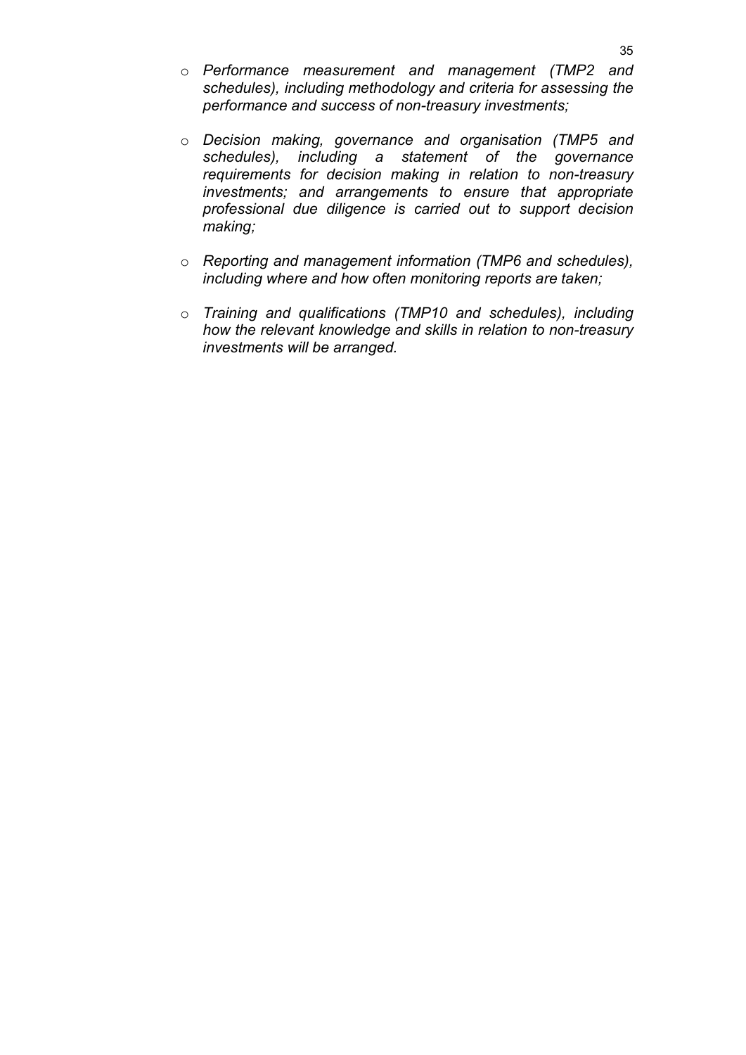- *Performance measurement and management (TMP2 and schedules), including methodology and criteria for assessing the performance and success of non-treasury investments;*

- *Decision making, governance and organisation (TMP5 and schedules), including a statement of the governance requirements for decision making in relation to non-treasury investments; and arrangements to ensure that appropriate professional due diligence is carried out to support decision making;*

- *Reporting and management information (TMP6 and schedules), including where and how often monitoring reports are taken;*

- *Training and qualifications (TMP10 and schedules), including how the relevant knowledge and skills in relation to non-treasury investments will be arranged.*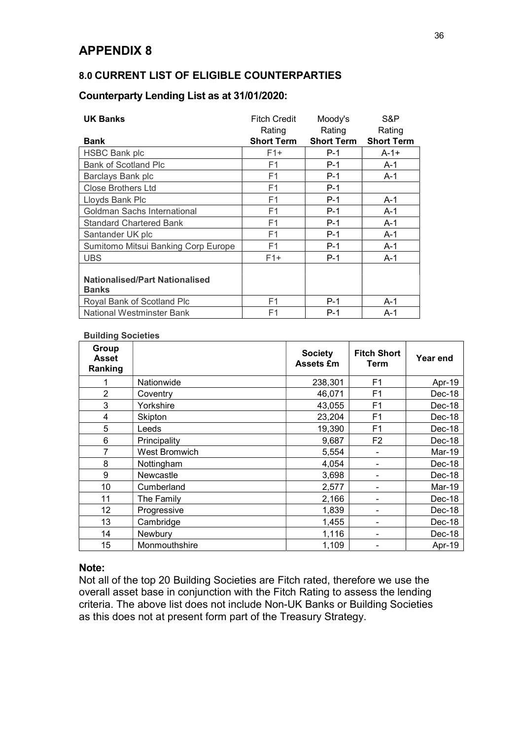# APPENDIX 8

## 8.0 CURRENT LIST OF ELIGIBLE COUNTERPARTIES

### Counterparty Lending List as at 31/01/2020:

| **UK Banks** | Fitch Credit Rating | Moody's Rating | S&P Rating |
|---|---|---|---|
| **Bank** | **Short Term** | **Short Term** | **Short Term** |
| HSBC Bank plc | F1+ | P-1 | A-1+ |
| Bank of Scotland Plc | F1 | P-1 | A-1 |
| Barclays Bank plc | F1 | P-1 | A-1 |
| Close Brothers Ltd | F1 | P-1 | |
| Lloyds Bank Plc | F1 | P-1 | A-1 |
| Goldman Sachs International | F1 | P-1 | A-1 |
| Standard Chartered Bank | F1 | P-1 | A-1 |
| Santander UK plc | F1 | P-1 | A-1 |
| Sumitomo Mitsui Banking Corp Europe | F1 | P-1 | A-1 |
| UBS | F1+ | P-1 | A-1 |
| **Nationalised/Part Nationalised Banks** | | | |
| Royal Bank of Scotland Plc | F1 | P-1 | A-1 |
| National Westminster Bank | F1 | P-1 | A-1 |

**Building Societies**

| Group Asset Ranking | | Society Assets £m | Fitch Short Term | Year end |
|---|---|---|---|---|
| 1 | Nationwide | 238,301 | F1 | Apr-19 |
| 2 | Coventry | 46,071 | F1 | Dec-18 |
| 3 | Yorkshire | 43,055 | F1 | Dec-18 |
| 4 | Skipton | 23,204 | F1 | Dec-18 |
| 5 | Leeds | 19,390 | F1 | Dec-18 |
| 6 | Principality | 9,687 | F2 | Dec-18 |
| 7 | West Bromwich | 5,554 | - | Mar-19 |
| 8 | Nottingham | 4,054 | - | Dec-18 |
| 9 | Newcastle | 3,698 | - | Dec-18 |
| 10 | Cumberland | 2,577 | - | Mar-19 |
| 11 | The Family | 2,166 | - | Dec-18 |
| 12 | Progressive | 1,839 | - | Dec-18 |
| 13 | Cambridge | 1,455 | - | Dec-18 |
| 14 | Newbury | 1,116 | - | Dec-18 |
| 15 | Monmouthshire | 1,109 | - | Apr-19 |

### Note:

Not all of the top 20 Building Societies are Fitch rated, therefore we use the overall asset base in conjunction with the Fitch Rating to assess the lending criteria. The above list does not include Non-UK Banks or Building Societies as this does not at present form part of the Treasury Strategy.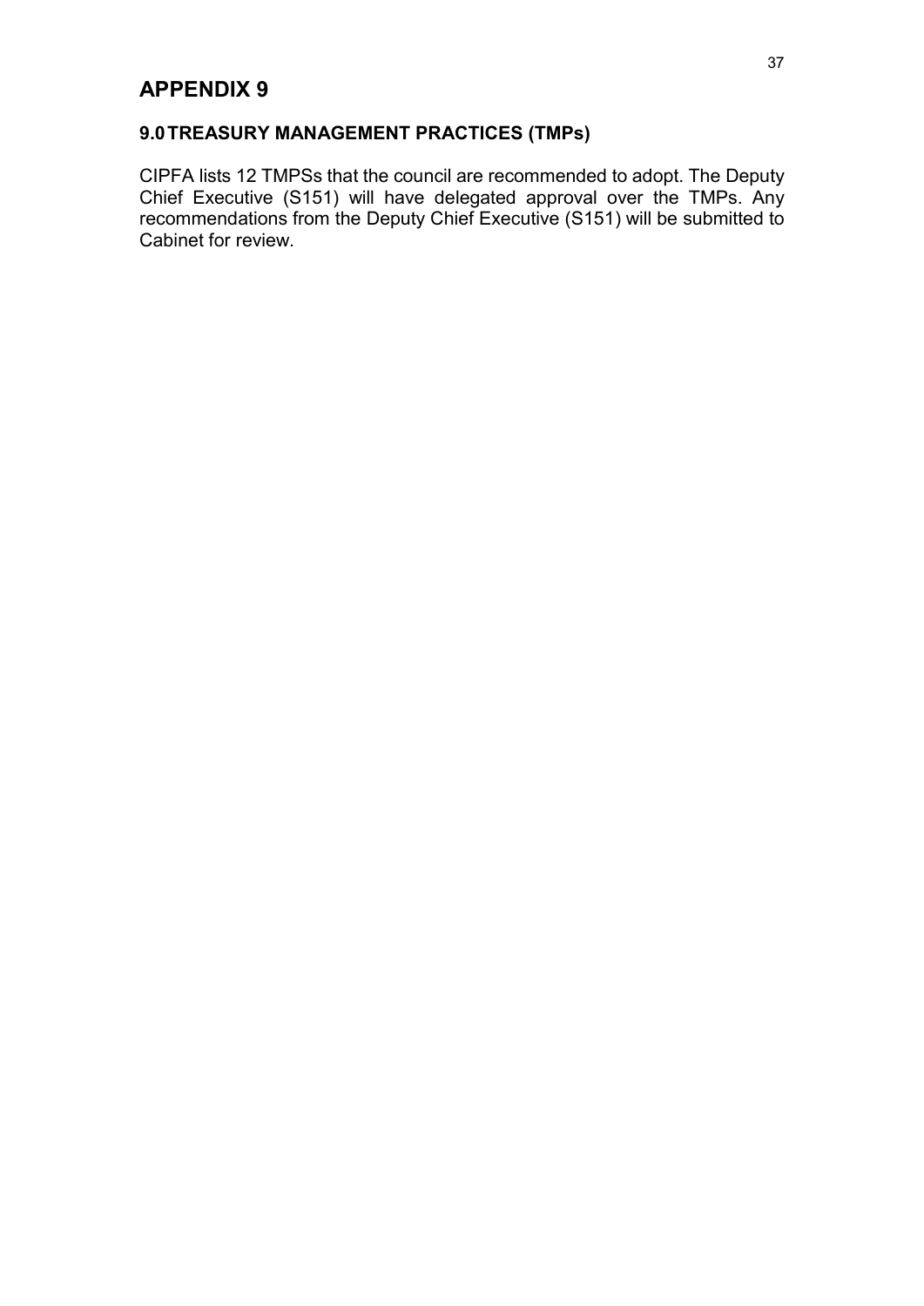# APPENDIX 9

## 9.0 TREASURY MANAGEMENT PRACTICES (TMPs)

CIPFA lists 12 TMPSs that the council are recommended to adopt. The Deputy Chief Executive (S151) will have delegated approval over the TMPs. Any recommendations from the Deputy Chief Executive (S151) will be submitted to Cabinet for review.